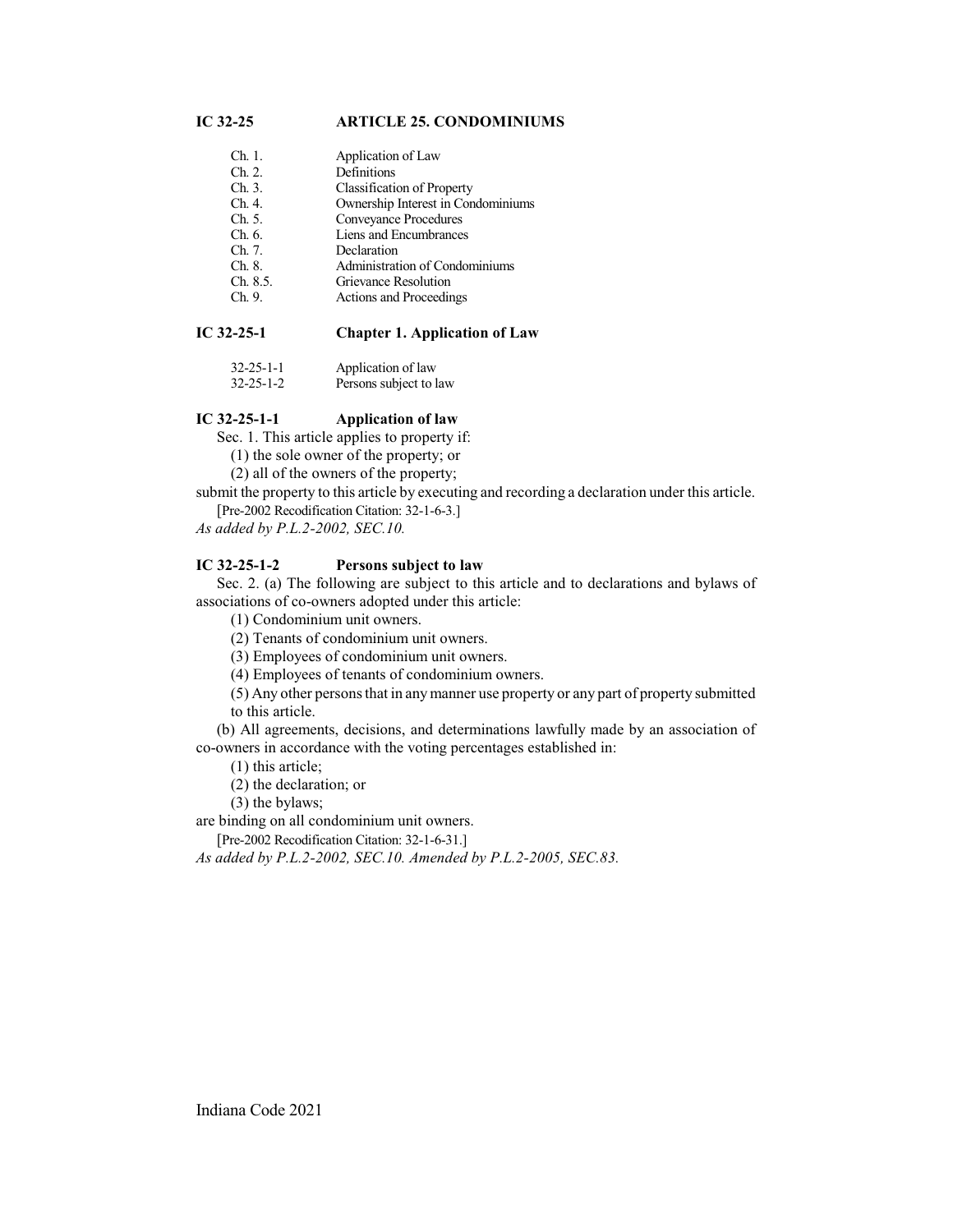# IC 32-25 ARTICLE 25. CONDOMINIUMS

| | |
|---|---|
| Ch. 1. | Application of Law |
| Ch. 2. | Definitions |
| Ch. 3. | Classification of Property |
| Ch. 4. | Ownership Interest in Condominiums |
| Ch. 5. | Conveyance Procedures |
| Ch. 6. | Liens and Encumbrances |
| Ch. 7. | Declaration |
| Ch. 8. | Administration of Condominiums |
| Ch. 8.5. | Grievance Resolution |
| Ch. 9. | Actions and Proceedings |

## IC 32-25-1 Chapter 1. Application of Law

| | |
|---|---|
| 32-25-1-1 | Application of law |
| 32-25-1-2 | Persons subject to law |

### IC 32-25-1-1 Application of law

Sec. 1. This article applies to property if:

(1) the sole owner of the property; or

(2) all of the owners of the property;

submit the property to this article by executing and recording a declaration under this article.

[Pre-2002 Recodification Citation: 32-1-6-3.]

*As added by P.L.2-2002, SEC.10.*

### IC 32-25-1-2 Persons subject to law

Sec. 2. (a) The following are subject to this article and to declarations and bylaws of associations of co-owners adopted under this article:

(1) Condominium unit owners.

(2) Tenants of condominium unit owners.

(3) Employees of condominium unit owners.

(4) Employees of tenants of condominium owners.

(5) Any other persons that in any manner use property or any part of property submitted to this article.

(b) All agreements, decisions, and determinations lawfully made by an association of co-owners in accordance with the voting percentages established in:

(1) this article;

(2) the declaration; or

(3) the bylaws;

are binding on all condominium unit owners.

[Pre-2002 Recodification Citation: 32-1-6-31.]

*As added by P.L.2-2002, SEC.10. Amended by P.L.2-2005, SEC.83.*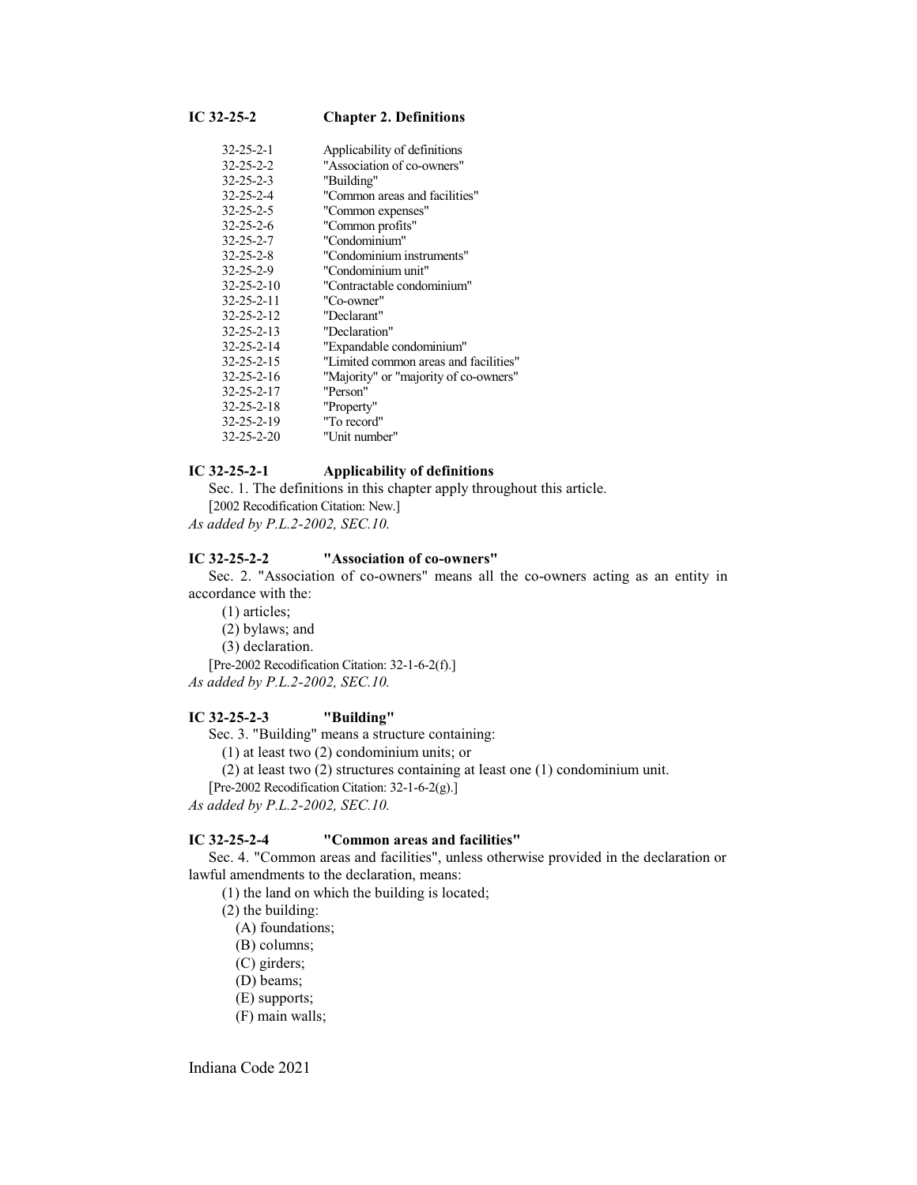## IC 32-25-2 Chapter 2. Definitions

| | |
|---|---|
| 32-25-2-1 | Applicability of definitions |
| 32-25-2-2 | "Association of co-owners" |
| 32-25-2-3 | "Building" |
| 32-25-2-4 | "Common areas and facilities" |
| 32-25-2-5 | "Common expenses" |
| 32-25-2-6 | "Common profits" |
| 32-25-2-7 | "Condominium" |
| 32-25-2-8 | "Condominium instruments" |
| 32-25-2-9 | "Condominium unit" |
| 32-25-2-10 | "Contractable condominium" |
| 32-25-2-11 | "Co-owner" |
| 32-25-2-12 | "Declarant" |
| 32-25-2-13 | "Declaration" |
| 32-25-2-14 | "Expandable condominium" |
| 32-25-2-15 | "Limited common areas and facilities" |
| 32-25-2-16 | "Majority" or "majority of co-owners" |
| 32-25-2-17 | "Person" |
| 32-25-2-18 | "Property" |
| 32-25-2-19 | "To record" |
| 32-25-2-20 | "Unit number" |

### IC 32-25-2-1 Applicability of definitions

Sec. 1. The definitions in this chapter apply throughout this article.

[2002 Recodification Citation: New.]

*As added by P.L.2-2002, SEC.10.*

### IC 32-25-2-2 "Association of co-owners"

Sec. 2. "Association of co-owners" means all the co-owners acting as an entity in accordance with the:

(1) articles;

(2) bylaws; and

(3) declaration.

[Pre-2002 Recodification Citation: 32-1-6-2(f).]

*As added by P.L.2-2002, SEC.10.*

### IC 32-25-2-3 "Building"

Sec. 3. "Building" means a structure containing:

(1) at least two (2) condominium units; or

(2) at least two (2) structures containing at least one (1) condominium unit.

[Pre-2002 Recodification Citation: 32-1-6-2(g).]

*As added by P.L.2-2002, SEC.10.*

### IC 32-25-2-4 "Common areas and facilities"

Sec. 4. "Common areas and facilities", unless otherwise provided in the declaration or lawful amendments to the declaration, means:

(1) the land on which the building is located;

(2) the building:

(A) foundations;

(B) columns;

(C) girders;

(D) beams;

(E) supports;

(F) main walls;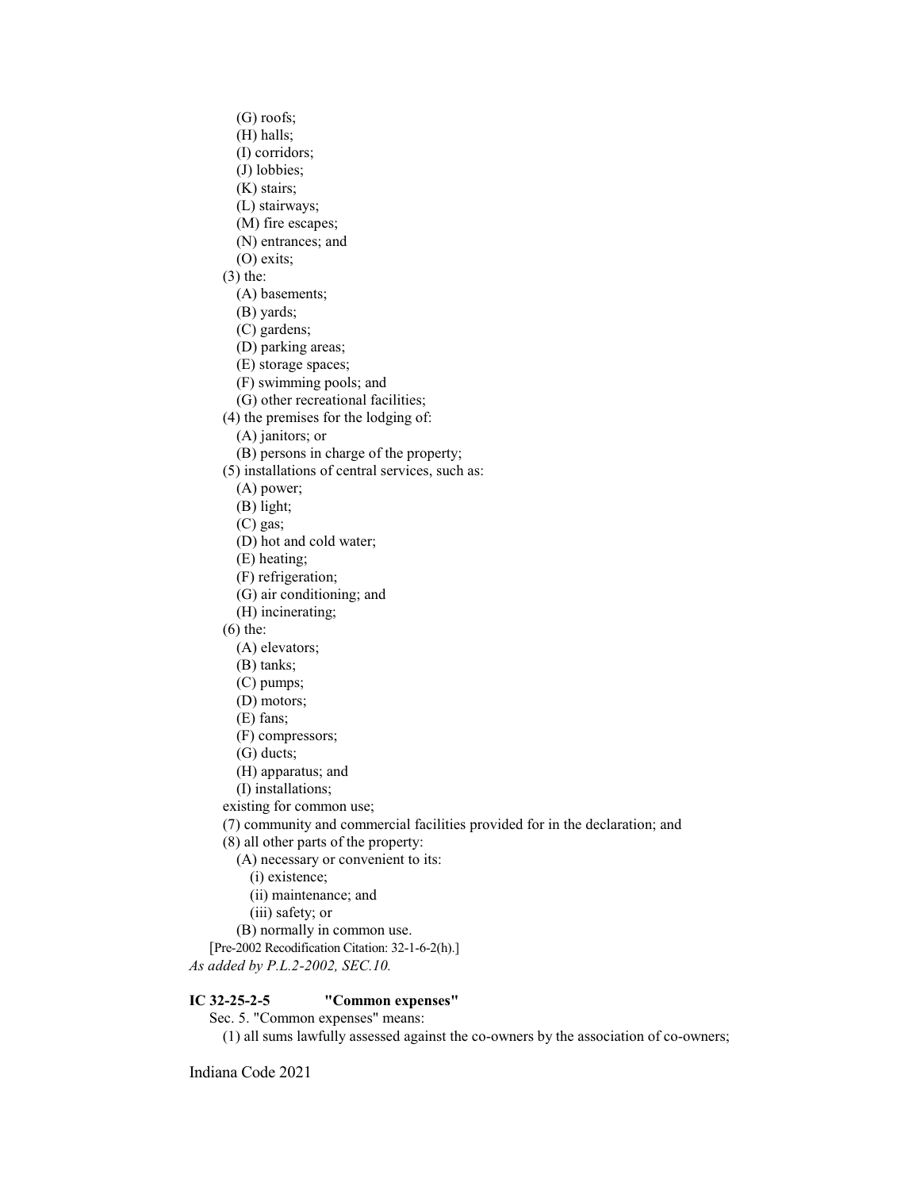(G) roofs;
(H) halls;
(I) corridors;
(J) lobbies;
(K) stairs;
(L) stairways;
(M) fire escapes;
(N) entrances; and
(O) exits;
(3) the:
(A) basements;
(B) yards;
(C) gardens;
(D) parking areas;
(E) storage spaces;
(F) swimming pools; and
(G) other recreational facilities;
(4) the premises for the lodging of:
(A) janitors; or
(B) persons in charge of the property;
(5) installations of central services, such as:
(A) power;
(B) light;
(C) gas;
(D) hot and cold water;
(E) heating;
(F) refrigeration;
(G) air conditioning; and
(H) incinerating;
(6) the:
(A) elevators;
(B) tanks;
(C) pumps;
(D) motors;
(E) fans;
(F) compressors;
(G) ducts;
(H) apparatus; and
(I) installations;
existing for common use;
(7) community and commercial facilities provided for in the declaration; and
(8) all other parts of the property:
(A) necessary or convenient to its:
(i) existence;
(ii) maintenance; and
(iii) safety; or
(B) normally in common use.
[Pre-2002 Recodification Citation: 32-1-6-2(h).]
*As added by P.L.2-2002, SEC.10.*

**IC 32-25-2-5 "Common expenses"**

Sec. 5. "Common expenses" means:
(1) all sums lawfully assessed against the co-owners by the association of co-owners;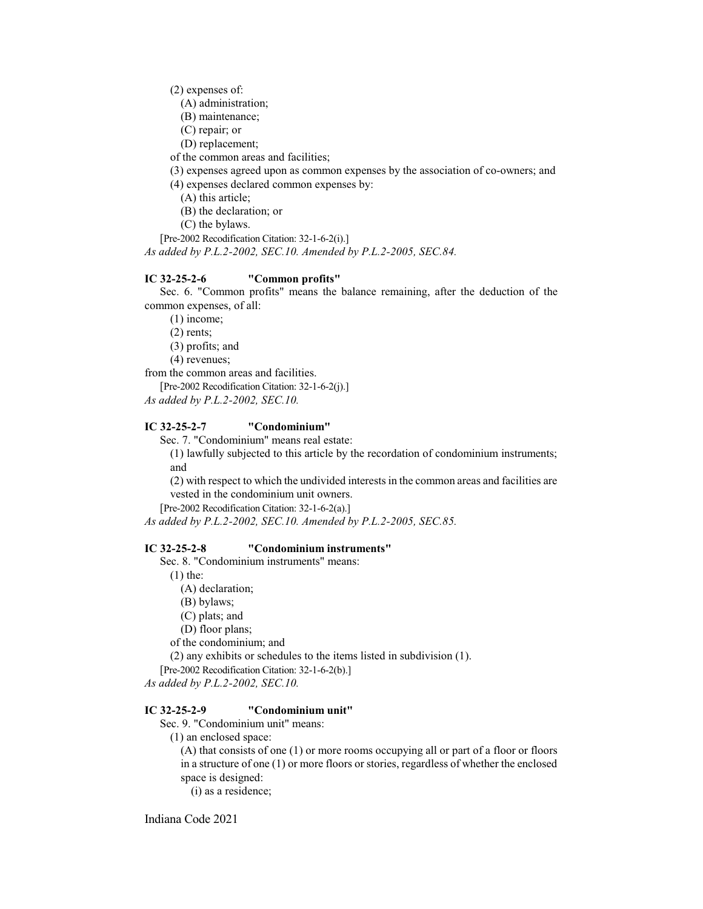(2) expenses of:

(A) administration;

(B) maintenance;

(C) repair; or

(D) replacement;

of the common areas and facilities;

(3) expenses agreed upon as common expenses by the association of co-owners; and

(4) expenses declared common expenses by:

(A) this article;

(B) the declaration; or

(C) the bylaws.

[Pre-2002 Recodification Citation: 32-1-6-2(i).]

*As added by P.L.2-2002, SEC.10. Amended by P.L.2-2005, SEC.84.*

### IC 32-25-2-6 "Common profits"

Sec. 6. "Common profits" means the balance remaining, after the deduction of the common expenses, of all:

(1) income;

(2) rents;

(3) profits; and

(4) revenues;

from the common areas and facilities.

[Pre-2002 Recodification Citation: 32-1-6-2(j).]

*As added by P.L.2-2002, SEC.10.*

### IC 32-25-2-7 "Condominium"

Sec. 7. "Condominium" means real estate:

(1) lawfully subjected to this article by the recordation of condominium instruments; and

(2) with respect to which the undivided interests in the common areas and facilities are vested in the condominium unit owners.

[Pre-2002 Recodification Citation: 32-1-6-2(a).]

*As added by P.L.2-2002, SEC.10. Amended by P.L.2-2005, SEC.85.*

### IC 32-25-2-8 "Condominium instruments"

Sec. 8. "Condominium instruments" means:

(1) the:

(A) declaration;

(B) bylaws;

(C) plats; and

(D) floor plans;

of the condominium; and

(2) any exhibits or schedules to the items listed in subdivision (1).

[Pre-2002 Recodification Citation: 32-1-6-2(b).]

*As added by P.L.2-2002, SEC.10.*

### IC 32-25-2-9 "Condominium unit"

Sec. 9. "Condominium unit" means:

(1) an enclosed space:

(A) that consists of one (1) or more rooms occupying all or part of a floor or floors in a structure of one (1) or more floors or stories, regardless of whether the enclosed space is designed:

(i) as a residence;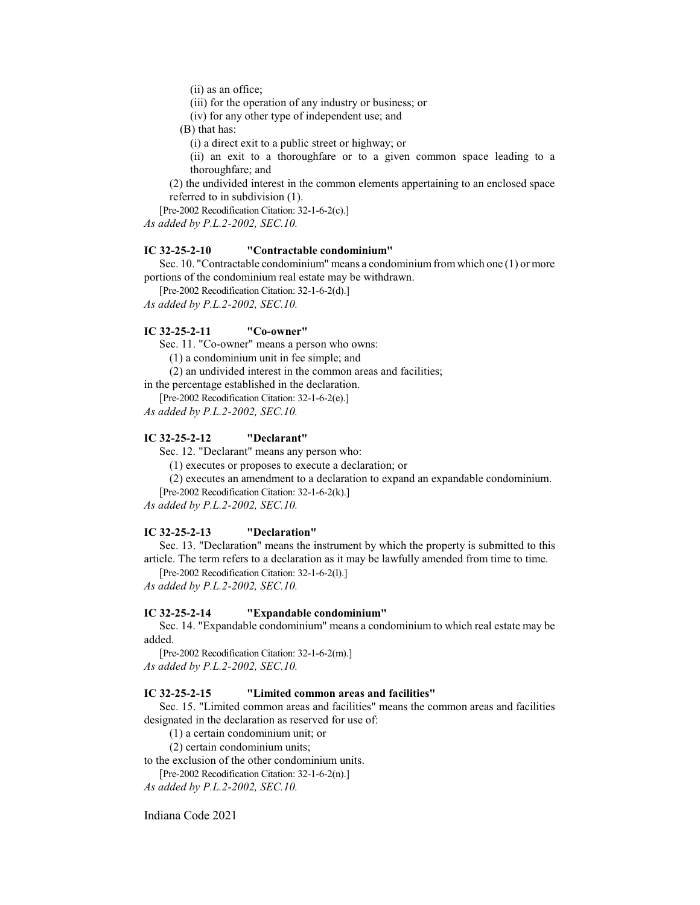(ii) as an office;

(iii) for the operation of any industry or business; or

(iv) for any other type of independent use; and

(B) that has:

(i) a direct exit to a public street or highway; or

(ii) an exit to a thoroughfare or to a given common space leading to a thoroughfare; and

(2) the undivided interest in the common elements appertaining to an enclosed space referred to in subdivision (1).

[Pre-2002 Recodification Citation: 32-1-6-2(c).]

*As added by P.L.2-2002, SEC.10.*

### IC 32-25-2-10 "Contractable condominium"

Sec. 10. "Contractable condominium" means a condominium from which one (1) or more portions of the condominium real estate may be withdrawn.

[Pre-2002 Recodification Citation: 32-1-6-2(d).]

*As added by P.L.2-2002, SEC.10.*

### IC 32-25-2-11 "Co-owner"

Sec. 11. "Co-owner" means a person who owns:

(1) a condominium unit in fee simple; and

(2) an undivided interest in the common areas and facilities;

in the percentage established in the declaration.

[Pre-2002 Recodification Citation: 32-1-6-2(e).]

*As added by P.L.2-2002, SEC.10.*

### IC 32-25-2-12 "Declarant"

Sec. 12. "Declarant" means any person who:

(1) executes or proposes to execute a declaration; or

(2) executes an amendment to a declaration to expand an expandable condominium.

[Pre-2002 Recodification Citation: 32-1-6-2(k).]

*As added by P.L.2-2002, SEC.10.*

### IC 32-25-2-13 "Declaration"

Sec. 13. "Declaration" means the instrument by which the property is submitted to this article. The term refers to a declaration as it may be lawfully amended from time to time.

[Pre-2002 Recodification Citation: 32-1-6-2(l).]

*As added by P.L.2-2002, SEC.10.*

### IC 32-25-2-14 "Expandable condominium"

Sec. 14. "Expandable condominium" means a condominium to which real estate may be added.

[Pre-2002 Recodification Citation: 32-1-6-2(m).]

*As added by P.L.2-2002, SEC.10.*

### IC 32-25-2-15 "Limited common areas and facilities"

Sec. 15. "Limited common areas and facilities" means the common areas and facilities designated in the declaration as reserved for use of:

(1) a certain condominium unit; or

(2) certain condominium units;

to the exclusion of the other condominium units.

[Pre-2002 Recodification Citation: 32-1-6-2(n).]

*As added by P.L.2-2002, SEC.10.*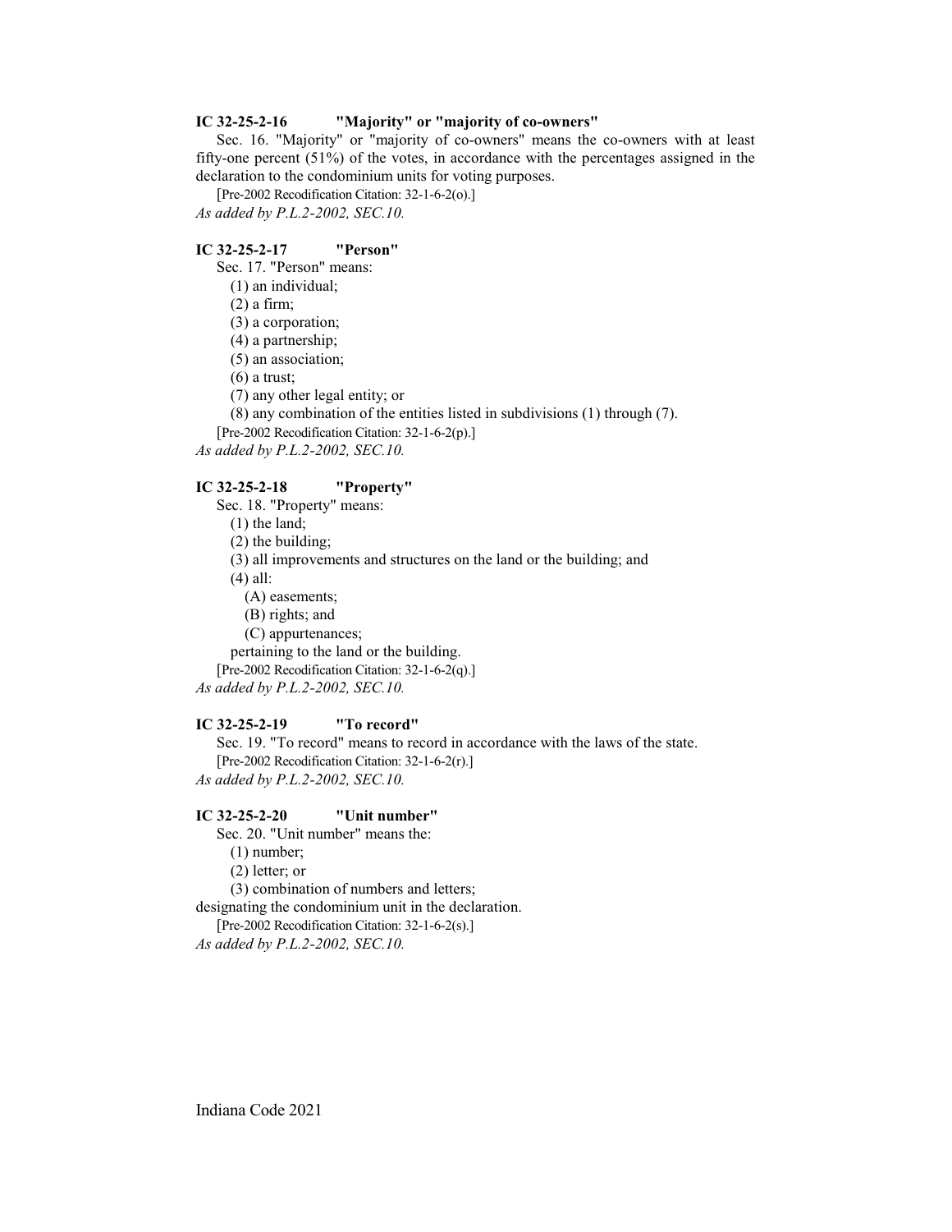### IC 32-25-2-16 "Majority" or "majority of co-owners"

Sec. 16. "Majority" or "majority of co-owners" means the co-owners with at least fifty-one percent (51%) of the votes, in accordance with the percentages assigned in the declaration to the condominium units for voting purposes.

[Pre-2002 Recodification Citation: 32-1-6-2(o).]

*As added by P.L.2-2002, SEC.10.*

### IC 32-25-2-17 "Person"

Sec. 17. "Person" means:

(1) an individual;
(2) a firm;
(3) a corporation;
(4) a partnership;
(5) an association;
(6) a trust;
(7) any other legal entity; or
(8) any combination of the entities listed in subdivisions (1) through (7).

[Pre-2002 Recodification Citation: 32-1-6-2(p).]

*As added by P.L.2-2002, SEC.10.*

### IC 32-25-2-18 "Property"

Sec. 18. "Property" means:

(1) the land;
(2) the building;
(3) all improvements and structures on the land or the building; and
(4) all:
  (A) easements;
  (B) rights; and
  (C) appurtenances;

pertaining to the land or the building.

[Pre-2002 Recodification Citation: 32-1-6-2(q).]

*As added by P.L.2-2002, SEC.10.*

### IC 32-25-2-19 "To record"

Sec. 19. "To record" means to record in accordance with the laws of the state.

[Pre-2002 Recodification Citation: 32-1-6-2(r).]

*As added by P.L.2-2002, SEC.10.*

### IC 32-25-2-20 "Unit number"

Sec. 20. "Unit number" means the:

(1) number;
(2) letter; or
(3) combination of numbers and letters;

designating the condominium unit in the declaration.

[Pre-2002 Recodification Citation: 32-1-6-2(s).]

*As added by P.L.2-2002, SEC.10.*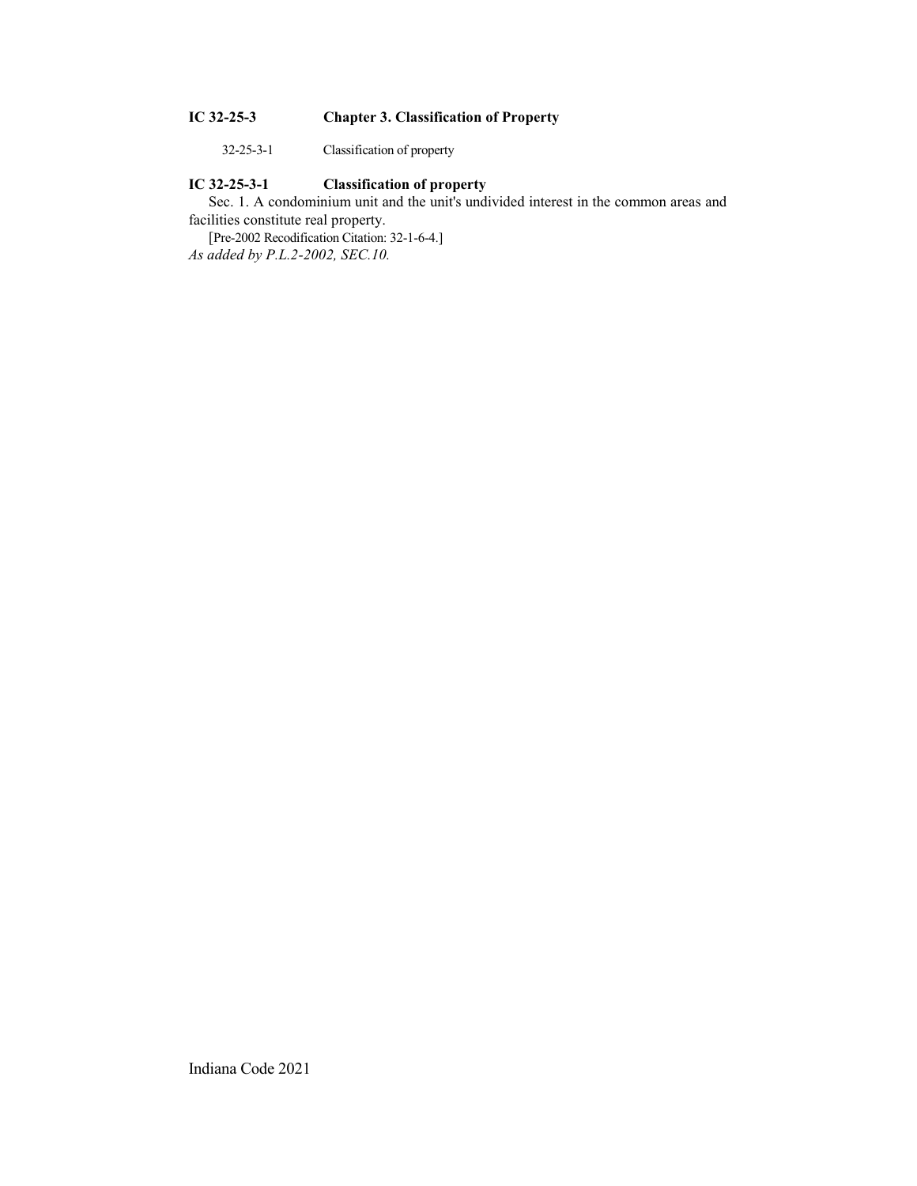**IC 32-25-3 Chapter 3. Classification of Property**

32-25-3-1 Classification of property

**IC 32-25-3-1 Classification of property**

Sec. 1. A condominium unit and the unit's undivided interest in the common areas and facilities constitute real property.

[Pre-2002 Recodification Citation: 32-1-6-4.]

*As added by P.L.2-2002, SEC.10.*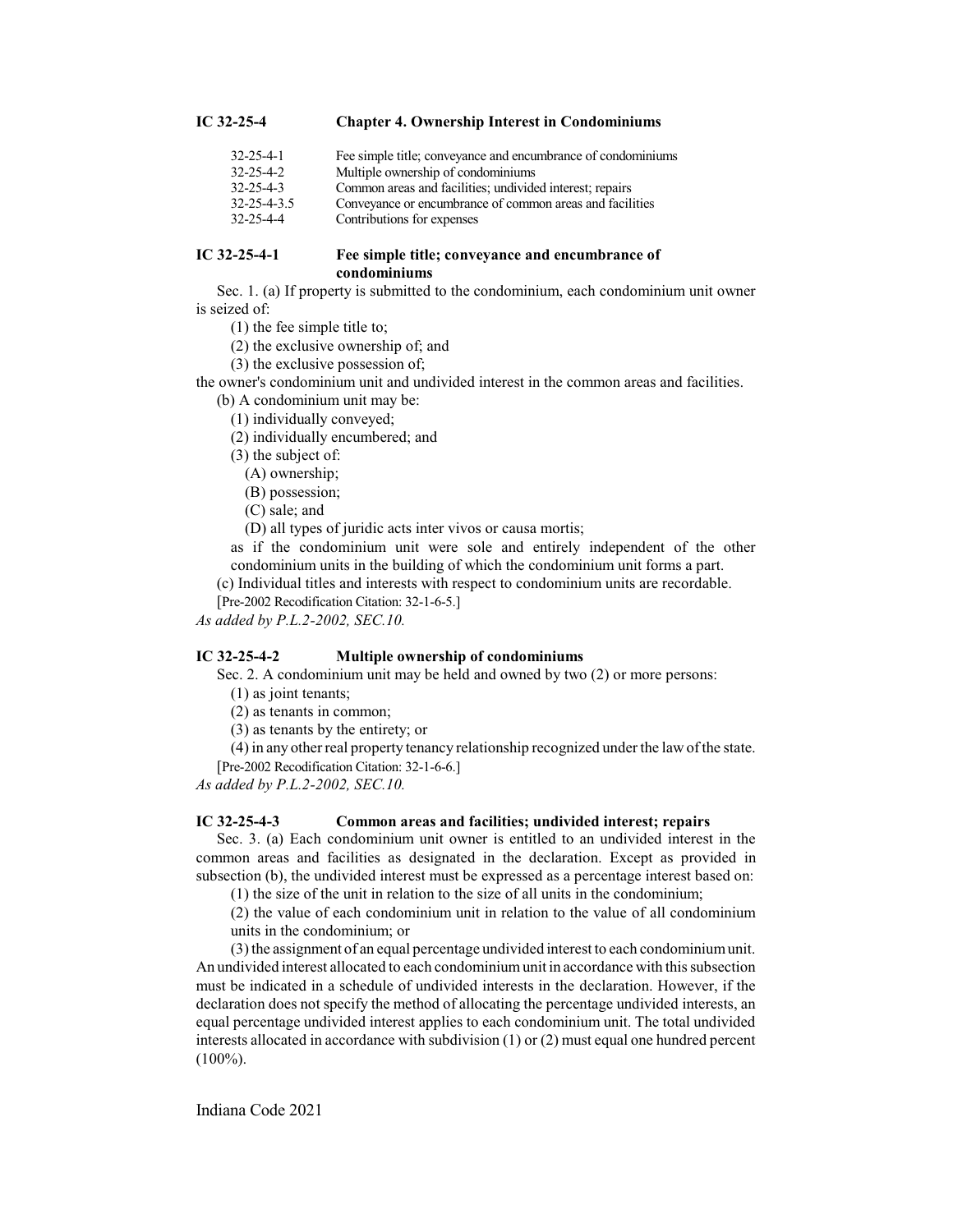## IC 32-25-4 Chapter 4. Ownership Interest in Condominiums

| | |
|---|---|
| 32-25-4-1 | Fee simple title; conveyance and encumbrance of condominiums |
| 32-25-4-2 | Multiple ownership of condominiums |
| 32-25-4-3 | Common areas and facilities; undivided interest; repairs |
| 32-25-4-3.5 | Conveyance or encumbrance of common areas and facilities |
| 32-25-4-4 | Contributions for expenses |

### IC 32-25-4-1 Fee simple title; conveyance and encumbrance of condominiums

Sec. 1. (a) If property is submitted to the condominium, each condominium unit owner is seized of:

(1) the fee simple title to;

(2) the exclusive ownership of; and

(3) the exclusive possession of;

the owner's condominium unit and undivided interest in the common areas and facilities.

(b) A condominium unit may be:

(1) individually conveyed;

(2) individually encumbered; and

(3) the subject of:

(A) ownership;

(B) possession;

(C) sale; and

(D) all types of juridic acts inter vivos or causa mortis;

as if the condominium unit were sole and entirely independent of the other condominium units in the building of which the condominium unit forms a part.

(c) Individual titles and interests with respect to condominium units are recordable.

[Pre-2002 Recodification Citation: 32-1-6-5.]

*As added by P.L.2-2002, SEC.10.*

### IC 32-25-4-2 Multiple ownership of condominiums

Sec. 2. A condominium unit may be held and owned by two (2) or more persons:

(1) as joint tenants;

(2) as tenants in common;

(3) as tenants by the entirety; or

(4) in any other real property tenancy relationship recognized under the law of the state.

[Pre-2002 Recodification Citation: 32-1-6-6.]

*As added by P.L.2-2002, SEC.10.*

### IC 32-25-4-3 Common areas and facilities; undivided interest; repairs

Sec. 3. (a) Each condominium unit owner is entitled to an undivided interest in the common areas and facilities as designated in the declaration. Except as provided in subsection (b), the undivided interest must be expressed as a percentage interest based on:

(1) the size of the unit in relation to the size of all units in the condominium;

(2) the value of each condominium unit in relation to the value of all condominium units in the condominium; or

(3) the assignment of an equal percentage undivided interest to each condominium unit.

An undivided interest allocated to each condominium unit in accordance with this subsection must be indicated in a schedule of undivided interests in the declaration. However, if the declaration does not specify the method of allocating the percentage undivided interests, an equal percentage undivided interest applies to each condominium unit. The total undivided interests allocated in accordance with subdivision (1) or (2) must equal one hundred percent (100%).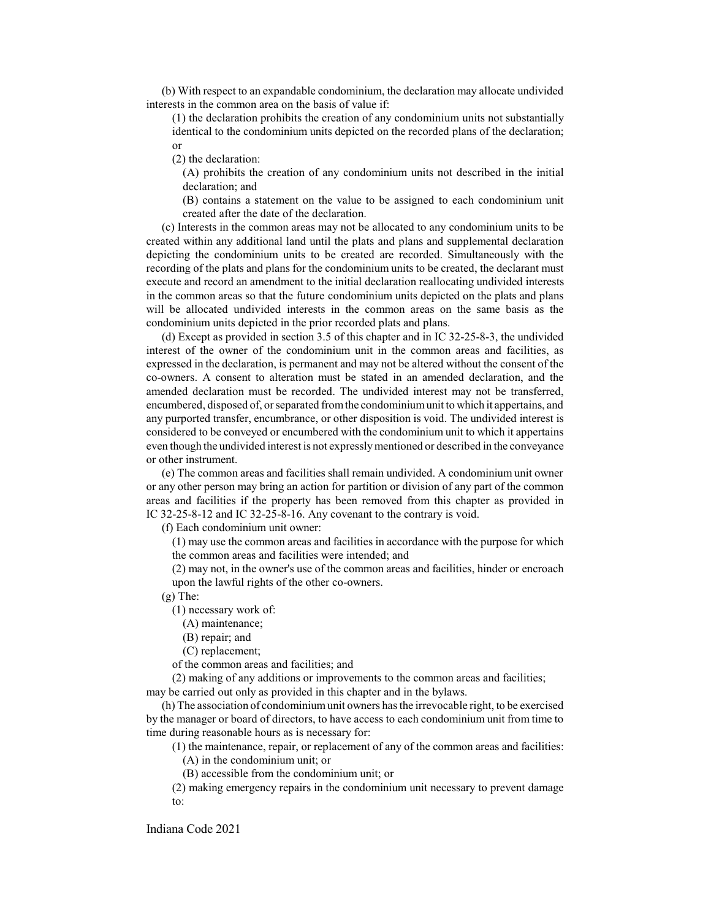(b) With respect to an expandable condominium, the declaration may allocate undivided interests in the common area on the basis of value if:

(1) the declaration prohibits the creation of any condominium units not substantially identical to the condominium units depicted on the recorded plans of the declaration; or

(2) the declaration:

(A) prohibits the creation of any condominium units not described in the initial declaration; and

(B) contains a statement on the value to be assigned to each condominium unit created after the date of the declaration.

(c) Interests in the common areas may not be allocated to any condominium units to be created within any additional land until the plats and plans and supplemental declaration depicting the condominium units to be created are recorded. Simultaneously with the recording of the plats and plans for the condominium units to be created, the declarant must execute and record an amendment to the initial declaration reallocating undivided interests in the common areas so that the future condominium units depicted on the plats and plans will be allocated undivided interests in the common areas on the same basis as the condominium units depicted in the prior recorded plats and plans.

(d) Except as provided in section 3.5 of this chapter and in IC 32-25-8-3, the undivided interest of the owner of the condominium unit in the common areas and facilities, as expressed in the declaration, is permanent and may not be altered without the consent of the co-owners. A consent to alteration must be stated in an amended declaration, and the amended declaration must be recorded. The undivided interest may not be transferred, encumbered, disposed of, or separated from the condominium unit to which it appertains, and any purported transfer, encumbrance, or other disposition is void. The undivided interest is considered to be conveyed or encumbered with the condominium unit to which it appertains even though the undivided interest is not expressly mentioned or described in the conveyance or other instrument.

(e) The common areas and facilities shall remain undivided. A condominium unit owner or any other person may bring an action for partition or division of any part of the common areas and facilities if the property has been removed from this chapter as provided in IC 32-25-8-12 and IC 32-25-8-16. Any covenant to the contrary is void.

(f) Each condominium unit owner:

(1) may use the common areas and facilities in accordance with the purpose for which the common areas and facilities were intended; and

(2) may not, in the owner's use of the common areas and facilities, hinder or encroach upon the lawful rights of the other co-owners.

(g) The:

(1) necessary work of:

(A) maintenance;

(B) repair; and

(C) replacement;

of the common areas and facilities; and

(2) making of any additions or improvements to the common areas and facilities;

may be carried out only as provided in this chapter and in the bylaws.

(h) The association of condominium unit owners has the irrevocable right, to be exercised by the manager or board of directors, to have access to each condominium unit from time to time during reasonable hours as is necessary for:

(1) the maintenance, repair, or replacement of any of the common areas and facilities:

(A) in the condominium unit; or

(B) accessible from the condominium unit; or

(2) making emergency repairs in the condominium unit necessary to prevent damage to: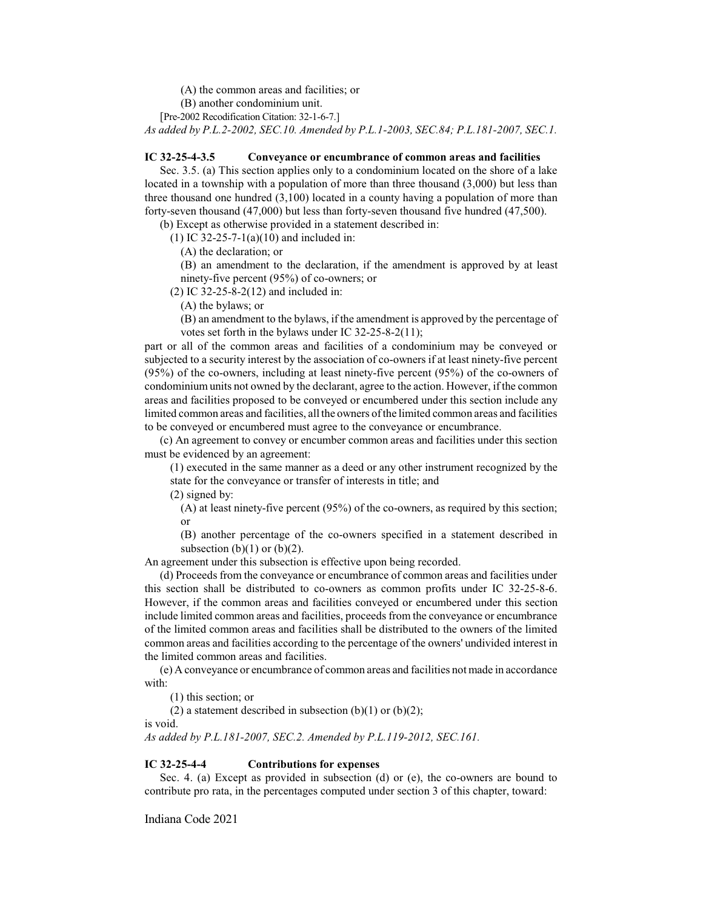(A) the common areas and facilities; or

(B) another condominium unit.

[Pre-2002 Recodification Citation: 32-1-6-7.]

*As added by P.L.2-2002, SEC.10. Amended by P.L.1-2003, SEC.84; P.L.181-2007, SEC.1.*

**IC 32-25-4-3.5 Conveyance or encumbrance of common areas and facilities**

Sec. 3.5. (a) This section applies only to a condominium located on the shore of a lake located in a township with a population of more than three thousand (3,000) but less than three thousand one hundred (3,100) located in a county having a population of more than forty-seven thousand (47,000) but less than forty-seven thousand five hundred (47,500).

(b) Except as otherwise provided in a statement described in:

(1) IC 32-25-7-1(a)(10) and included in:

(A) the declaration; or

(B) an amendment to the declaration, if the amendment is approved by at least ninety-five percent (95%) of co-owners; or

(2) IC 32-25-8-2(12) and included in:

(A) the bylaws; or

(B) an amendment to the bylaws, if the amendment is approved by the percentage of votes set forth in the bylaws under IC 32-25-8-2(11);

part or all of the common areas and facilities of a condominium may be conveyed or subjected to a security interest by the association of co-owners if at least ninety-five percent (95%) of the co-owners, including at least ninety-five percent (95%) of the co-owners of condominium units not owned by the declarant, agree to the action. However, if the common areas and facilities proposed to be conveyed or encumbered under this section include any limited common areas and facilities, all the owners of the limited common areas and facilities to be conveyed or encumbered must agree to the conveyance or encumbrance.

(c) An agreement to convey or encumber common areas and facilities under this section must be evidenced by an agreement:

(1) executed in the same manner as a deed or any other instrument recognized by the state for the conveyance or transfer of interests in title; and

(2) signed by:

(A) at least ninety-five percent (95%) of the co-owners, as required by this section; or

(B) another percentage of the co-owners specified in a statement described in subsection (b)(1) or (b)(2).

An agreement under this subsection is effective upon being recorded.

(d) Proceeds from the conveyance or encumbrance of common areas and facilities under this section shall be distributed to co-owners as common profits under IC 32-25-8-6. However, if the common areas and facilities conveyed or encumbered under this section include limited common areas and facilities, proceeds from the conveyance or encumbrance of the limited common areas and facilities shall be distributed to the owners of the limited common areas and facilities according to the percentage of the owners' undivided interest in the limited common areas and facilities.

(e) A conveyance or encumbrance of common areas and facilities not made in accordance with:

(1) this section; or

(2) a statement described in subsection (b)(1) or (b)(2);

is void.

*As added by P.L.181-2007, SEC.2. Amended by P.L.119-2012, SEC.161.*

**IC 32-25-4-4 Contributions for expenses**

Sec. 4. (a) Except as provided in subsection (d) or (e), the co-owners are bound to contribute pro rata, in the percentages computed under section 3 of this chapter, toward: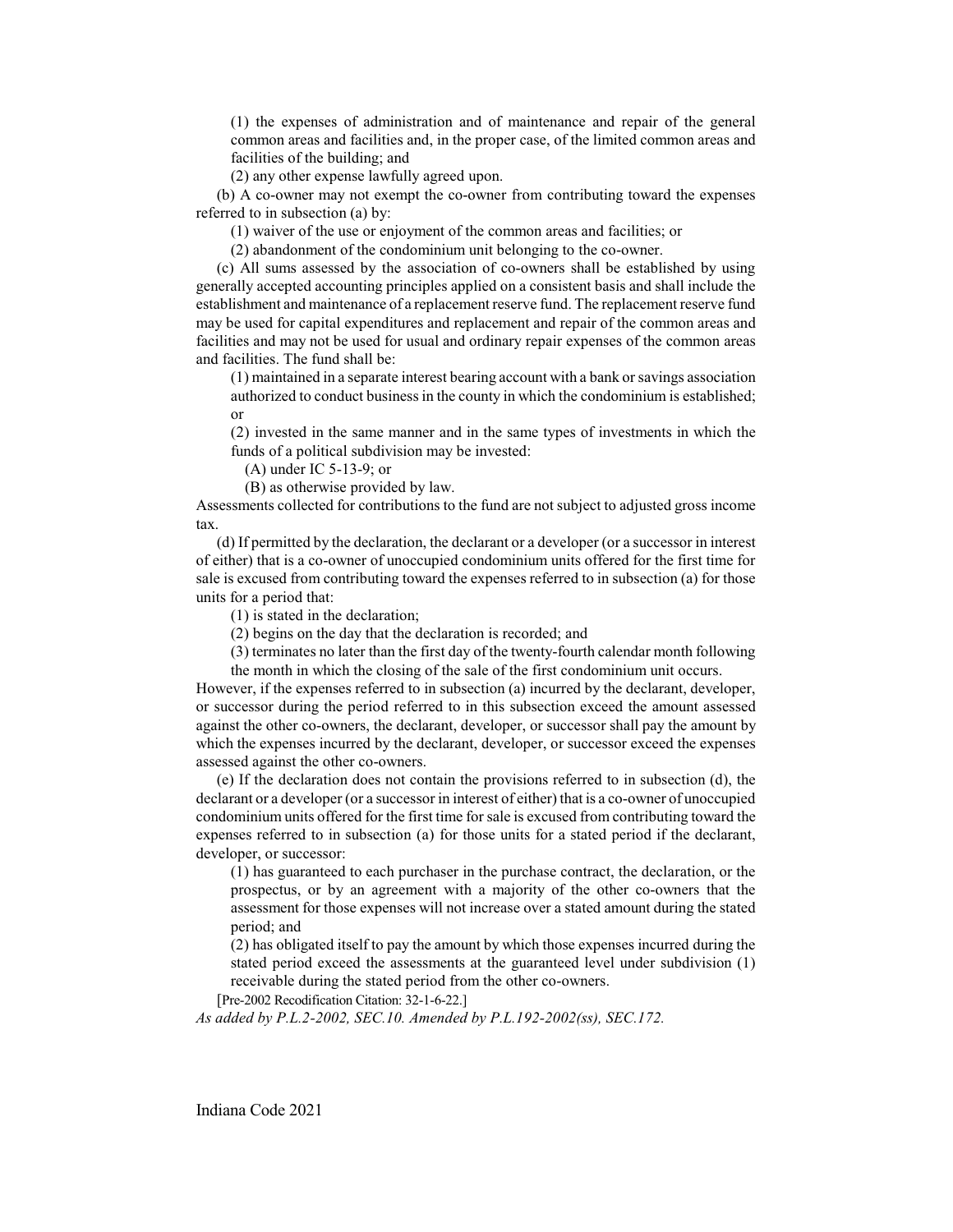(1) the expenses of administration and of maintenance and repair of the general common areas and facilities and, in the proper case, of the limited common areas and facilities of the building; and

(2) any other expense lawfully agreed upon.

(b) A co-owner may not exempt the co-owner from contributing toward the expenses referred to in subsection (a) by:

(1) waiver of the use or enjoyment of the common areas and facilities; or

(2) abandonment of the condominium unit belonging to the co-owner.

(c) All sums assessed by the association of co-owners shall be established by using generally accepted accounting principles applied on a consistent basis and shall include the establishment and maintenance of a replacement reserve fund. The replacement reserve fund may be used for capital expenditures and replacement and repair of the common areas and facilities and may not be used for usual and ordinary repair expenses of the common areas and facilities. The fund shall be:

(1) maintained in a separate interest bearing account with a bank or savings association authorized to conduct business in the county in which the condominium is established; or

(2) invested in the same manner and in the same types of investments in which the funds of a political subdivision may be invested:

(A) under IC 5-13-9; or

(B) as otherwise provided by law.

Assessments collected for contributions to the fund are not subject to adjusted gross income tax.

(d) If permitted by the declaration, the declarant or a developer (or a successor in interest of either) that is a co-owner of unoccupied condominium units offered for the first time for sale is excused from contributing toward the expenses referred to in subsection (a) for those units for a period that:

(1) is stated in the declaration;

(2) begins on the day that the declaration is recorded; and

(3) terminates no later than the first day of the twenty-fourth calendar month following the month in which the closing of the sale of the first condominium unit occurs.

However, if the expenses referred to in subsection (a) incurred by the declarant, developer, or successor during the period referred to in this subsection exceed the amount assessed against the other co-owners, the declarant, developer, or successor shall pay the amount by which the expenses incurred by the declarant, developer, or successor exceed the expenses assessed against the other co-owners.

(e) If the declaration does not contain the provisions referred to in subsection (d), the declarant or a developer (or a successor in interest of either) that is a co-owner of unoccupied condominium units offered for the first time for sale is excused from contributing toward the expenses referred to in subsection (a) for those units for a stated period if the declarant, developer, or successor:

(1) has guaranteed to each purchaser in the purchase contract, the declaration, or the prospectus, or by an agreement with a majority of the other co-owners that the assessment for those expenses will not increase over a stated amount during the stated period; and

(2) has obligated itself to pay the amount by which those expenses incurred during the stated period exceed the assessments at the guaranteed level under subdivision (1) receivable during the stated period from the other co-owners.

[Pre-2002 Recodification Citation: 32-1-6-22.]

*As added by P.L.2-2002, SEC.10. Amended by P.L.192-2002(ss), SEC.172.*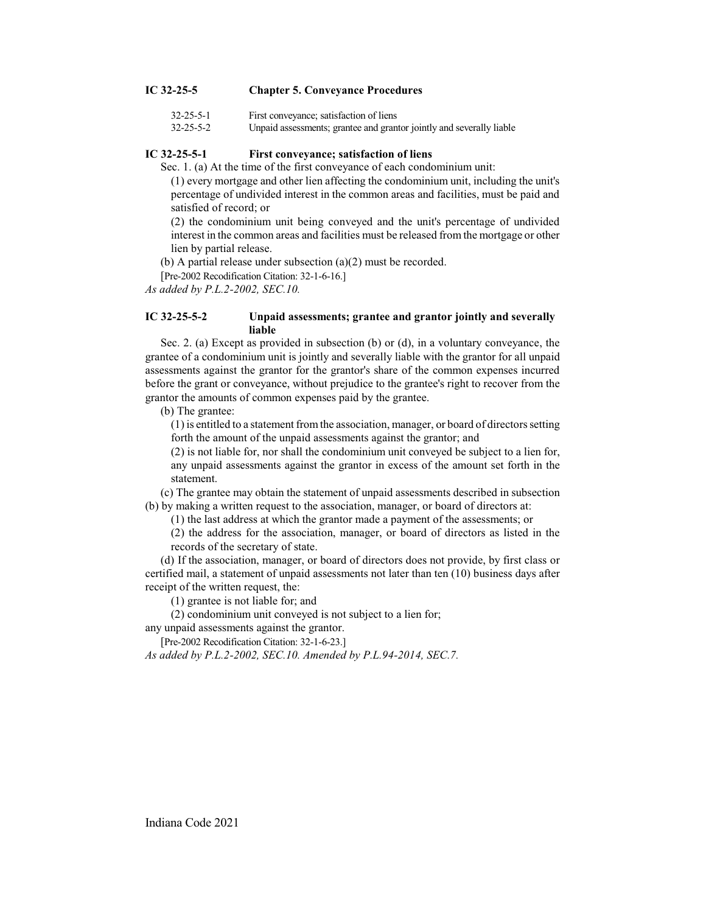## IC 32-25-5 Chapter 5. Conveyance Procedures

32-25-5-1 First conveyance; satisfaction of liens
32-25-5-2 Unpaid assessments; grantee and grantor jointly and severally liable

### IC 32-25-5-1 First conveyance; satisfaction of liens

Sec. 1. (a) At the time of the first conveyance of each condominium unit:

(1) every mortgage and other lien affecting the condominium unit, including the unit's percentage of undivided interest in the common areas and facilities, must be paid and satisfied of record; or

(2) the condominium unit being conveyed and the unit's percentage of undivided interest in the common areas and facilities must be released from the mortgage or other lien by partial release.

(b) A partial release under subsection (a)(2) must be recorded.

[Pre-2002 Recodification Citation: 32-1-6-16.]

*As added by P.L.2-2002, SEC.10.*

### IC 32-25-5-2 Unpaid assessments; grantee and grantor jointly and severally liable

Sec. 2. (a) Except as provided in subsection (b) or (d), in a voluntary conveyance, the grantee of a condominium unit is jointly and severally liable with the grantor for all unpaid assessments against the grantor for the grantor's share of the common expenses incurred before the grant or conveyance, without prejudice to the grantee's right to recover from the grantor the amounts of common expenses paid by the grantee.

(b) The grantee:

(1) is entitled to a statement from the association, manager, or board of directors setting forth the amount of the unpaid assessments against the grantor; and

(2) is not liable for, nor shall the condominium unit conveyed be subject to a lien for, any unpaid assessments against the grantor in excess of the amount set forth in the statement.

(c) The grantee may obtain the statement of unpaid assessments described in subsection (b) by making a written request to the association, manager, or board of directors at:

(1) the last address at which the grantor made a payment of the assessments; or

(2) the address for the association, manager, or board of directors as listed in the records of the secretary of state.

(d) If the association, manager, or board of directors does not provide, by first class or certified mail, a statement of unpaid assessments not later than ten (10) business days after receipt of the written request, the:

(1) grantee is not liable for; and

(2) condominium unit conveyed is not subject to a lien for;

any unpaid assessments against the grantor.

[Pre-2002 Recodification Citation: 32-1-6-23.]

*As added by P.L.2-2002, SEC.10. Amended by P.L.94-2014, SEC.7.*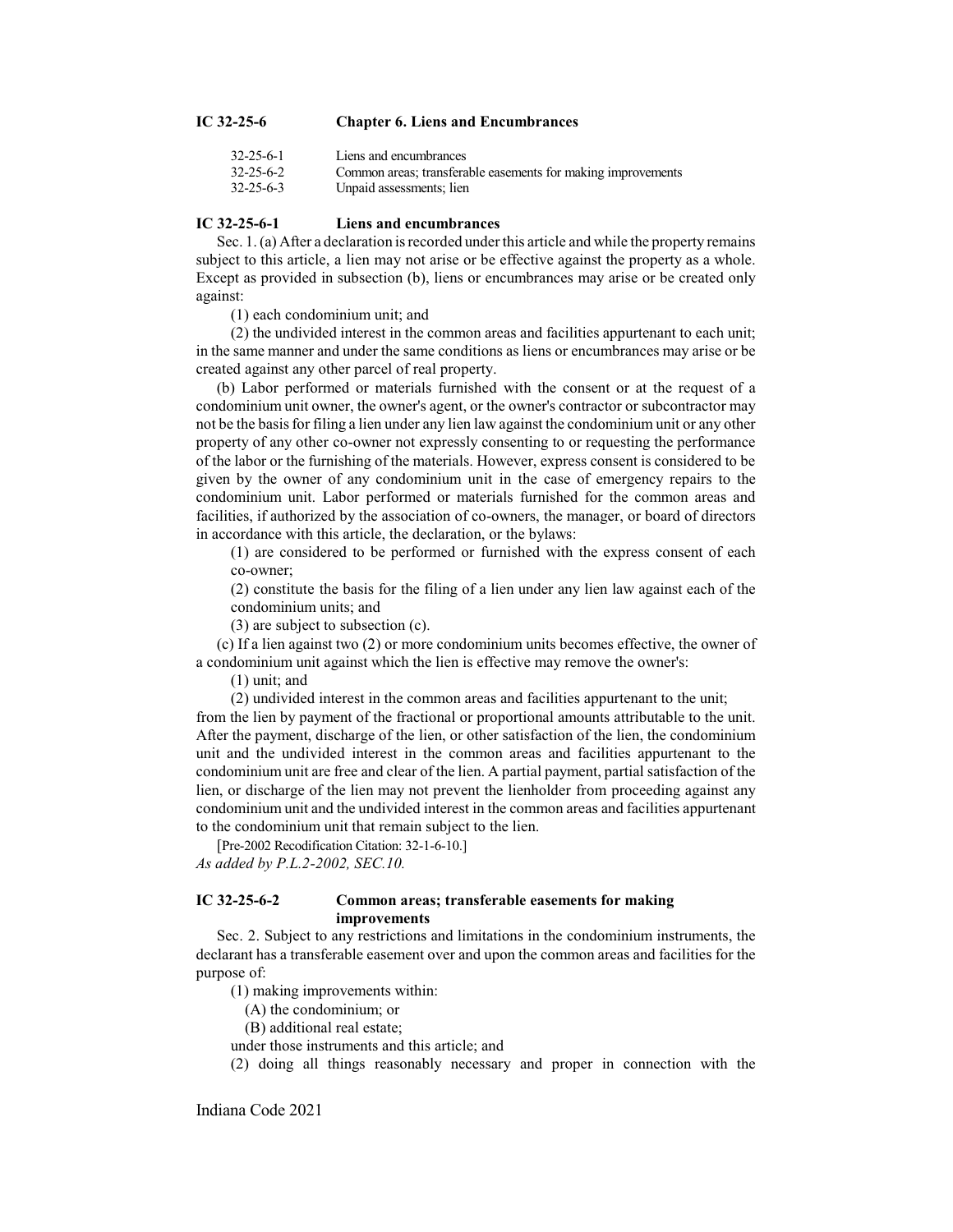## IC 32-25-6 Chapter 6. Liens and Encumbrances

| | |
|---|---|
| 32-25-6-1 | Liens and encumbrances |
| 32-25-6-2 | Common areas; transferable easements for making improvements |
| 32-25-6-3 | Unpaid assessments; lien |

### IC 32-25-6-1 Liens and encumbrances

Sec. 1. (a) After a declaration is recorded under this article and while the property remains subject to this article, a lien may not arise or be effective against the property as a whole. Except as provided in subsection (b), liens or encumbrances may arise or be created only against:

(1) each condominium unit; and

(2) the undivided interest in the common areas and facilities appurtenant to each unit;

in the same manner and under the same conditions as liens or encumbrances may arise or be created against any other parcel of real property.

(b) Labor performed or materials furnished with the consent or at the request of a condominium unit owner, the owner's agent, or the owner's contractor or subcontractor may not be the basis for filing a lien under any lien law against the condominium unit or any other property of any other co-owner not expressly consenting to or requesting the performance of the labor or the furnishing of the materials. However, express consent is considered to be given by the owner of any condominium unit in the case of emergency repairs to the condominium unit. Labor performed or materials furnished for the common areas and facilities, if authorized by the association of co-owners, the manager, or board of directors in accordance with this article, the declaration, or the bylaws:

(1) are considered to be performed or furnished with the express consent of each co-owner;

(2) constitute the basis for the filing of a lien under any lien law against each of the condominium units; and

(3) are subject to subsection (c).

(c) If a lien against two (2) or more condominium units becomes effective, the owner of a condominium unit against which the lien is effective may remove the owner's:

(1) unit; and

(2) undivided interest in the common areas and facilities appurtenant to the unit;

from the lien by payment of the fractional or proportional amounts attributable to the unit. After the payment, discharge of the lien, or other satisfaction of the lien, the condominium unit and the undivided interest in the common areas and facilities appurtenant to the condominium unit are free and clear of the lien. A partial payment, partial satisfaction of the lien, or discharge of the lien may not prevent the lienholder from proceeding against any condominium unit and the undivided interest in the common areas and facilities appurtenant to the condominium unit that remain subject to the lien.

[Pre-2002 Recodification Citation: 32-1-6-10.]

*As added by P.L.2-2002, SEC.10.*

### IC 32-25-6-2 Common areas; transferable easements for making improvements

Sec. 2. Subject to any restrictions and limitations in the condominium instruments, the declarant has a transferable easement over and upon the common areas and facilities for the purpose of:

(1) making improvements within:

(A) the condominium; or

(B) additional real estate;

under those instruments and this article; and

(2) doing all things reasonably necessary and proper in connection with the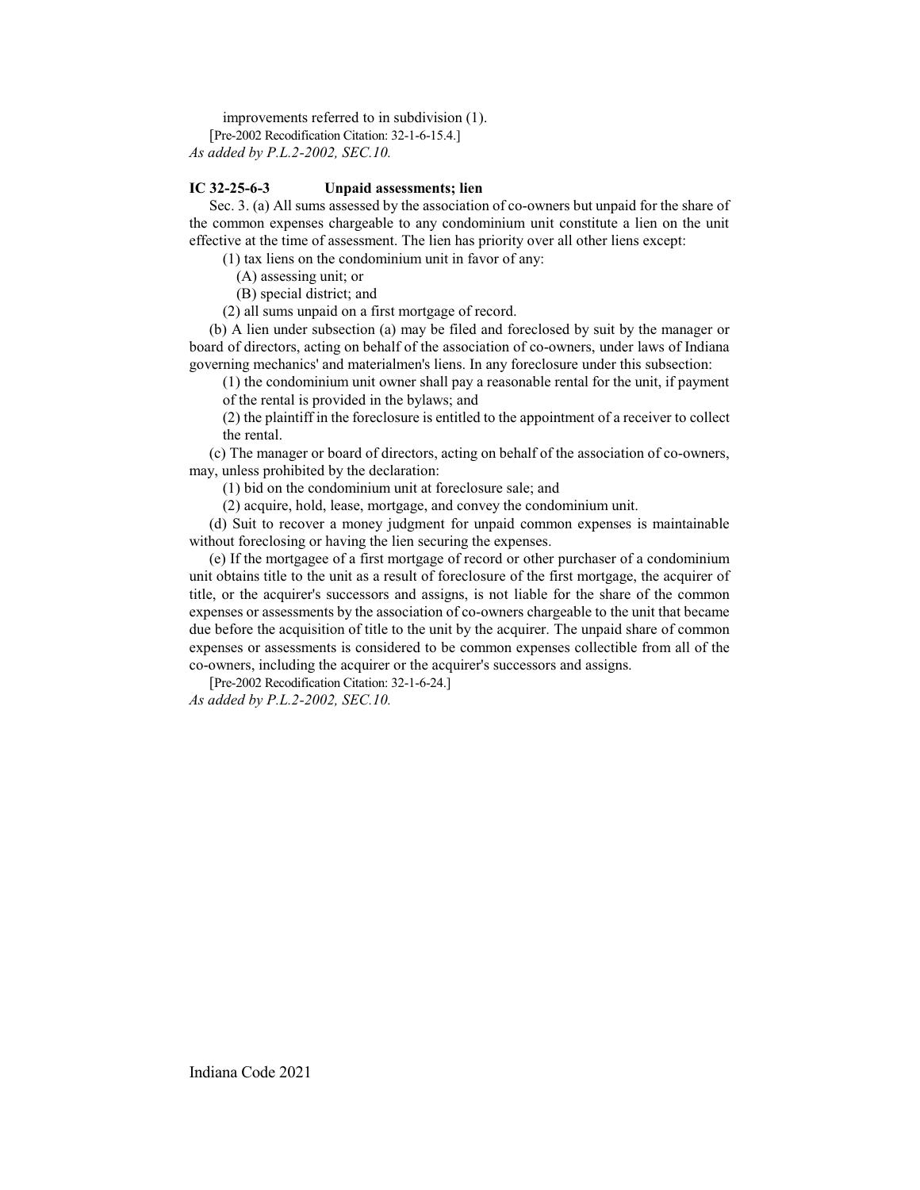improvements referred to in subdivision (1).

[Pre-2002 Recodification Citation: 32-1-6-15.4.]

*As added by P.L.2-2002, SEC.10.*

**IC 32-25-6-3 Unpaid assessments; lien**

Sec. 3. (a) All sums assessed by the association of co-owners but unpaid for the share of the common expenses chargeable to any condominium unit constitute a lien on the unit effective at the time of assessment. The lien has priority over all other liens except:

(1) tax liens on the condominium unit in favor of any:

(A) assessing unit; or

(B) special district; and

(2) all sums unpaid on a first mortgage of record.

(b) A lien under subsection (a) may be filed and foreclosed by suit by the manager or board of directors, acting on behalf of the association of co-owners, under laws of Indiana governing mechanics' and materialmen's liens. In any foreclosure under this subsection:

(1) the condominium unit owner shall pay a reasonable rental for the unit, if payment of the rental is provided in the bylaws; and

(2) the plaintiff in the foreclosure is entitled to the appointment of a receiver to collect the rental.

(c) The manager or board of directors, acting on behalf of the association of co-owners, may, unless prohibited by the declaration:

(1) bid on the condominium unit at foreclosure sale; and

(2) acquire, hold, lease, mortgage, and convey the condominium unit.

(d) Suit to recover a money judgment for unpaid common expenses is maintainable without foreclosing or having the lien securing the expenses.

(e) If the mortgagee of a first mortgage of record or other purchaser of a condominium unit obtains title to the unit as a result of foreclosure of the first mortgage, the acquirer of title, or the acquirer's successors and assigns, is not liable for the share of the common expenses or assessments by the association of co-owners chargeable to the unit that became due before the acquisition of title to the unit by the acquirer. The unpaid share of common expenses or assessments is considered to be common expenses collectible from all of the co-owners, including the acquirer or the acquirer's successors and assigns.

[Pre-2002 Recodification Citation: 32-1-6-24.]

*As added by P.L.2-2002, SEC.10.*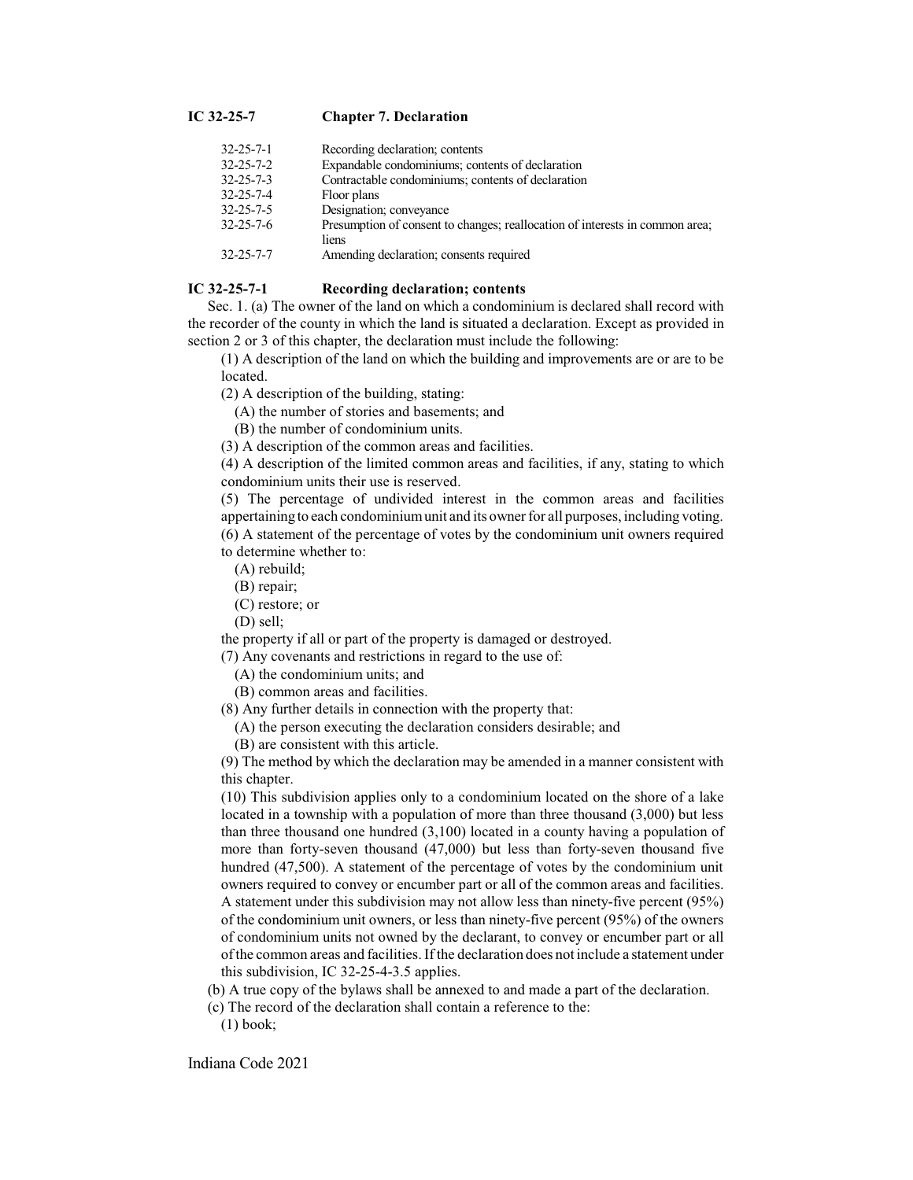## IC 32-25-7 Chapter 7. Declaration

| | |
|---|---|
| 32-25-7-1 | Recording declaration; contents |
| 32-25-7-2 | Expandable condominiums; contents of declaration |
| 32-25-7-3 | Contractable condominiums; contents of declaration |
| 32-25-7-4 | Floor plans |
| 32-25-7-5 | Designation; conveyance |
| 32-25-7-6 | Presumption of consent to changes; reallocation of interests in common area; liens |
| 32-25-7-7 | Amending declaration; consents required |

### IC 32-25-7-1 Recording declaration; contents

Sec. 1. (a) The owner of the land on which a condominium is declared shall record with the recorder of the county in which the land is situated a declaration. Except as provided in section 2 or 3 of this chapter, the declaration must include the following:

(1) A description of the land on which the building and improvements are or are to be located.

(2) A description of the building, stating:

(A) the number of stories and basements; and

(B) the number of condominium units.

(3) A description of the common areas and facilities.

(4) A description of the limited common areas and facilities, if any, stating to which condominium units their use is reserved.

(5) The percentage of undivided interest in the common areas and facilities appertaining to each condominium unit and its owner for all purposes, including voting.

(6) A statement of the percentage of votes by the condominium unit owners required to determine whether to:

(A) rebuild;

(B) repair;

(C) restore; or

(D) sell;

the property if all or part of the property is damaged or destroyed.

(7) Any covenants and restrictions in regard to the use of:

(A) the condominium units; and

(B) common areas and facilities.

(8) Any further details in connection with the property that:

(A) the person executing the declaration considers desirable; and

(B) are consistent with this article.

(9) The method by which the declaration may be amended in a manner consistent with this chapter.

(10) This subdivision applies only to a condominium located on the shore of a lake located in a township with a population of more than three thousand (3,000) but less than three thousand one hundred (3,100) located in a county having a population of more than forty-seven thousand (47,000) but less than forty-seven thousand five hundred (47,500). A statement of the percentage of votes by the condominium unit owners required to convey or encumber part or all of the common areas and facilities. A statement under this subdivision may not allow less than ninety-five percent (95%) of the condominium unit owners, or less than ninety-five percent (95%) of the owners of condominium units not owned by the declarant, to convey or encumber part or all of the common areas and facilities. If the declaration does not include a statement under this subdivision, IC 32-25-4-3.5 applies.

(b) A true copy of the bylaws shall be annexed to and made a part of the declaration.

(c) The record of the declaration shall contain a reference to the:

(1) book;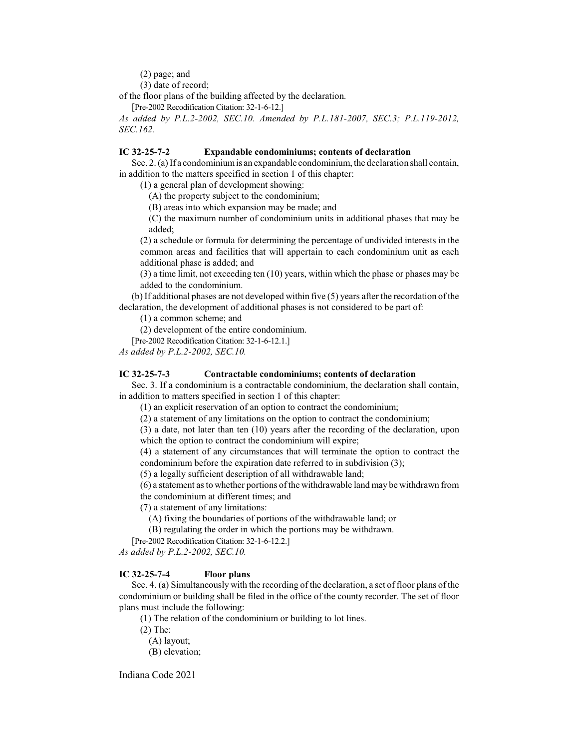(2) page; and

(3) date of record;

of the floor plans of the building affected by the declaration.

[Pre-2002 Recodification Citation: 32-1-6-12.]

*As added by P.L.2-2002, SEC.10. Amended by P.L.181-2007, SEC.3; P.L.119-2012, SEC.162.*

### IC 32-25-7-2 Expandable condominiums; contents of declaration

Sec. 2. (a) If a condominium is an expandable condominium, the declaration shall contain, in addition to the matters specified in section 1 of this chapter:

(1) a general plan of development showing:

(A) the property subject to the condominium;

(B) areas into which expansion may be made; and

(C) the maximum number of condominium units in additional phases that may be added;

(2) a schedule or formula for determining the percentage of undivided interests in the common areas and facilities that will appertain to each condominium unit as each additional phase is added; and

(3) a time limit, not exceeding ten (10) years, within which the phase or phases may be added to the condominium.

(b) If additional phases are not developed within five (5) years after the recordation of the declaration, the development of additional phases is not considered to be part of:

(1) a common scheme; and

(2) development of the entire condominium.

[Pre-2002 Recodification Citation: 32-1-6-12.1.]

*As added by P.L.2-2002, SEC.10.*

### IC 32-25-7-3 Contractable condominiums; contents of declaration

Sec. 3. If a condominium is a contractable condominium, the declaration shall contain, in addition to matters specified in section 1 of this chapter:

(1) an explicit reservation of an option to contract the condominium;

(2) a statement of any limitations on the option to contract the condominium;

(3) a date, not later than ten (10) years after the recording of the declaration, upon which the option to contract the condominium will expire;

(4) a statement of any circumstances that will terminate the option to contract the condominium before the expiration date referred to in subdivision (3);

(5) a legally sufficient description of all withdrawable land;

(6) a statement as to whether portions of the withdrawable land may be withdrawn from the condominium at different times; and

(7) a statement of any limitations:

(A) fixing the boundaries of portions of the withdrawable land; or

(B) regulating the order in which the portions may be withdrawn.

[Pre-2002 Recodification Citation: 32-1-6-12.2.]

*As added by P.L.2-2002, SEC.10.*

### IC 32-25-7-4 Floor plans

Sec. 4. (a) Simultaneously with the recording of the declaration, a set of floor plans of the condominium or building shall be filed in the office of the county recorder. The set of floor plans must include the following:

(1) The relation of the condominium or building to lot lines.

(2) The:

(A) layout;

(B) elevation;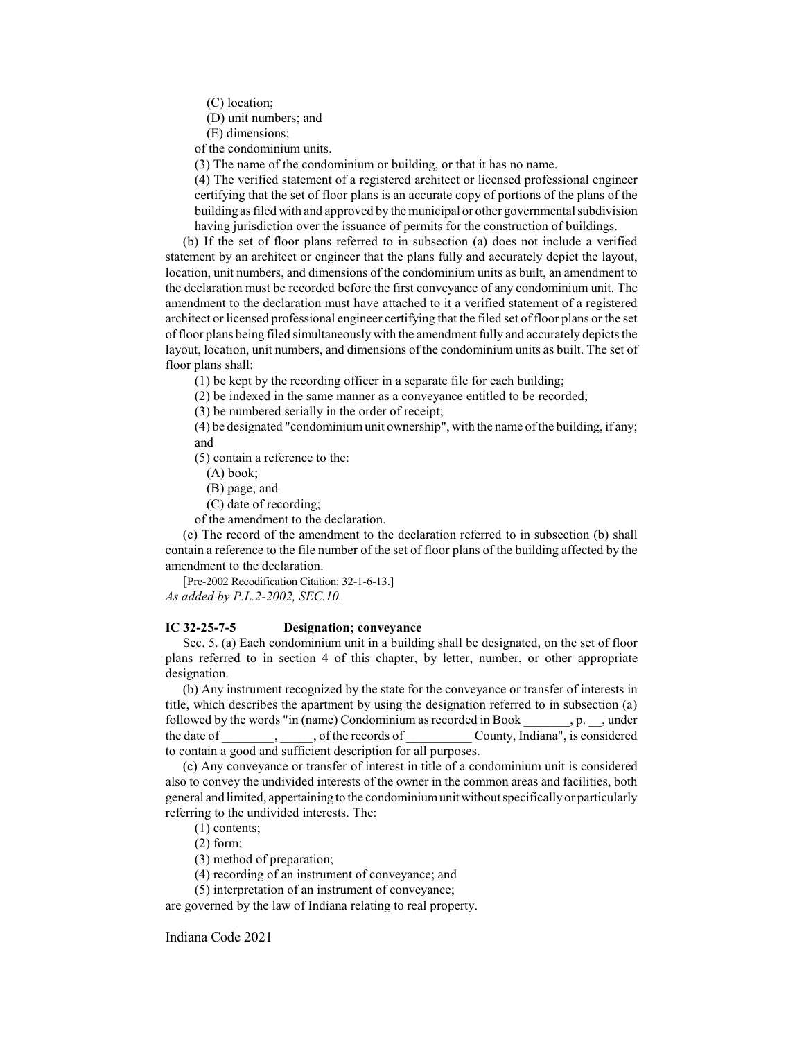(C) location;

(D) unit numbers; and

(E) dimensions;

of the condominium units.

(3) The name of the condominium or building, or that it has no name.

(4) The verified statement of a registered architect or licensed professional engineer certifying that the set of floor plans is an accurate copy of portions of the plans of the building as filed with and approved by the municipal or other governmental subdivision having jurisdiction over the issuance of permits for the construction of buildings.

(b) If the set of floor plans referred to in subsection (a) does not include a verified statement by an architect or engineer that the plans fully and accurately depict the layout, location, unit numbers, and dimensions of the condominium units as built, an amendment to the declaration must be recorded before the first conveyance of any condominium unit. The amendment to the declaration must have attached to it a verified statement of a registered architect or licensed professional engineer certifying that the filed set of floor plans or the set of floor plans being filed simultaneously with the amendment fully and accurately depicts the layout, location, unit numbers, and dimensions of the condominium units as built. The set of floor plans shall:

(1) be kept by the recording officer in a separate file for each building;

(2) be indexed in the same manner as a conveyance entitled to be recorded;

(3) be numbered serially in the order of receipt;

(4) be designated "condominium unit ownership", with the name of the building, if any; and

(5) contain a reference to the:

(A) book;

(B) page; and

(C) date of recording;

of the amendment to the declaration.

(c) The record of the amendment to the declaration referred to in subsection (b) shall contain a reference to the file number of the set of floor plans of the building affected by the amendment to the declaration.

[Pre-2002 Recodification Citation: 32-1-6-13.]

*As added by P.L.2-2002, SEC.10.*

**IC 32-25-7-5 Designation; conveyance**

Sec. 5. (a) Each condominium unit in a building shall be designated, on the set of floor plans referred to in section 4 of this chapter, by letter, number, or other appropriate designation.

(b) Any instrument recognized by the state for the conveyance or transfer of interests in title, which describes the apartment by using the designation referred to in subsection (a) followed by the words "in (name) Condominium as recorded in Book _______, p. __, under the date of ________, _____, of the records of __________ County, Indiana", is considered to contain a good and sufficient description for all purposes.

(c) Any conveyance or transfer of interest in title of a condominium unit is considered also to convey the undivided interests of the owner in the common areas and facilities, both general and limited, appertaining to the condominium unit without specifically or particularly referring to the undivided interests. The:

(1) contents;

(2) form;

(3) method of preparation;

(4) recording of an instrument of conveyance; and

(5) interpretation of an instrument of conveyance;

are governed by the law of Indiana relating to real property.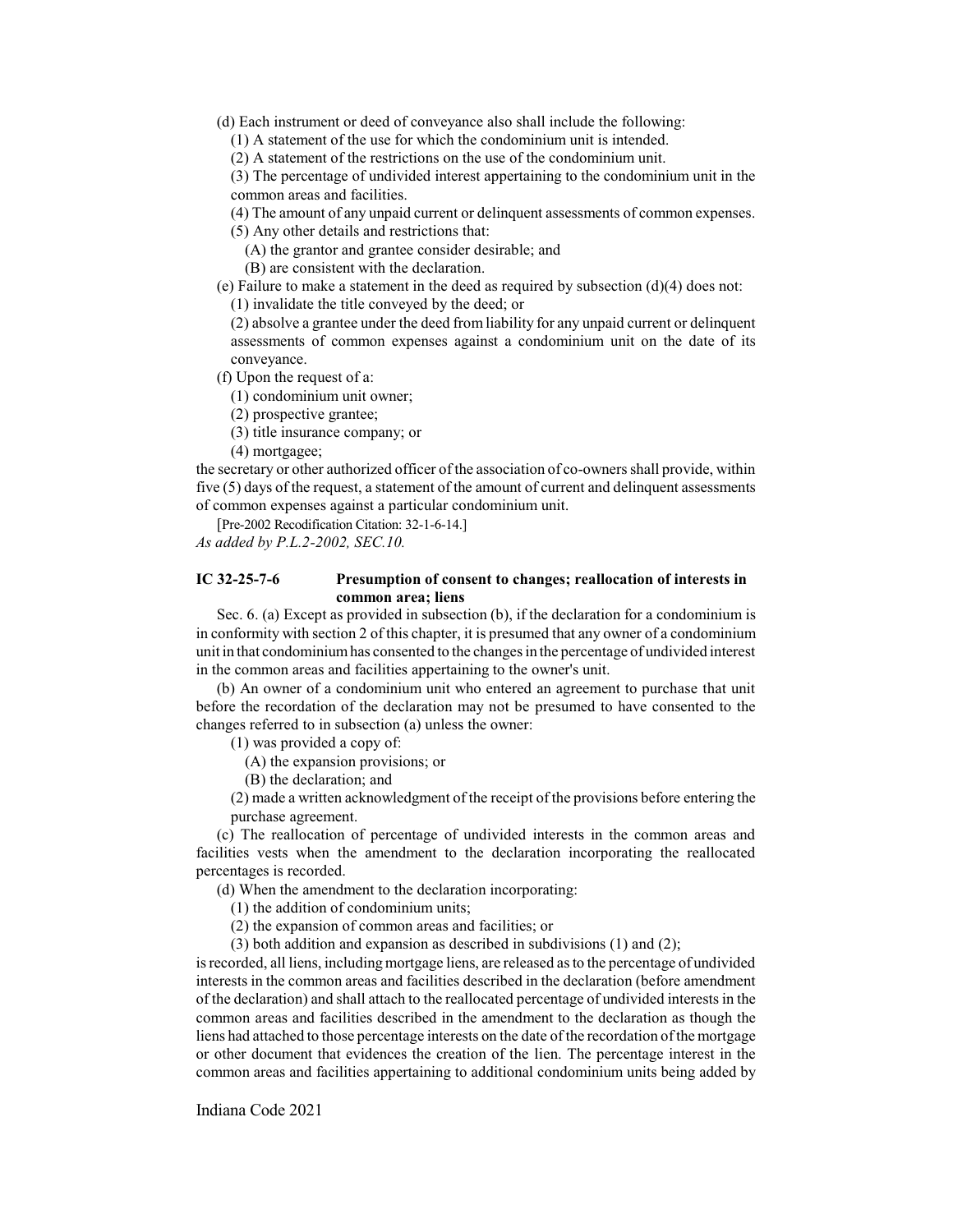(d) Each instrument or deed of conveyance also shall include the following:

(1) A statement of the use for which the condominium unit is intended.

(2) A statement of the restrictions on the use of the condominium unit.

(3) The percentage of undivided interest appertaining to the condominium unit in the common areas and facilities.

(4) The amount of any unpaid current or delinquent assessments of common expenses.

(5) Any other details and restrictions that:

(A) the grantor and grantee consider desirable; and

(B) are consistent with the declaration.

(e) Failure to make a statement in the deed as required by subsection (d)(4) does not:

(1) invalidate the title conveyed by the deed; or

(2) absolve a grantee under the deed from liability for any unpaid current or delinquent assessments of common expenses against a condominium unit on the date of its conveyance.

(f) Upon the request of a:

(1) condominium unit owner;

(2) prospective grantee;

(3) title insurance company; or

(4) mortgagee;

the secretary or other authorized officer of the association of co-owners shall provide, within five (5) days of the request, a statement of the amount of current and delinquent assessments of common expenses against a particular condominium unit.

[Pre-2002 Recodification Citation: 32-1-6-14.]

*As added by P.L.2-2002, SEC.10.*

### IC 32-25-7-6 Presumption of consent to changes; reallocation of interests in common area; liens

Sec. 6. (a) Except as provided in subsection (b), if the declaration for a condominium is in conformity with section 2 of this chapter, it is presumed that any owner of a condominium unit in that condominium has consented to the changes in the percentage of undivided interest in the common areas and facilities appertaining to the owner's unit.

(b) An owner of a condominium unit who entered an agreement to purchase that unit before the recordation of the declaration may not be presumed to have consented to the changes referred to in subsection (a) unless the owner:

(1) was provided a copy of:

(A) the expansion provisions; or

(B) the declaration; and

(2) made a written acknowledgment of the receipt of the provisions before entering the purchase agreement.

(c) The reallocation of percentage of undivided interests in the common areas and facilities vests when the amendment to the declaration incorporating the reallocated percentages is recorded.

(d) When the amendment to the declaration incorporating:

(1) the addition of condominium units;

(2) the expansion of common areas and facilities; or

(3) both addition and expansion as described in subdivisions (1) and (2);

is recorded, all liens, including mortgage liens, are released as to the percentage of undivided interests in the common areas and facilities described in the declaration (before amendment of the declaration) and shall attach to the reallocated percentage of undivided interests in the common areas and facilities described in the amendment to the declaration as though the liens had attached to those percentage interests on the date of the recordation of the mortgage or other document that evidences the creation of the lien. The percentage interest in the common areas and facilities appertaining to additional condominium units being added by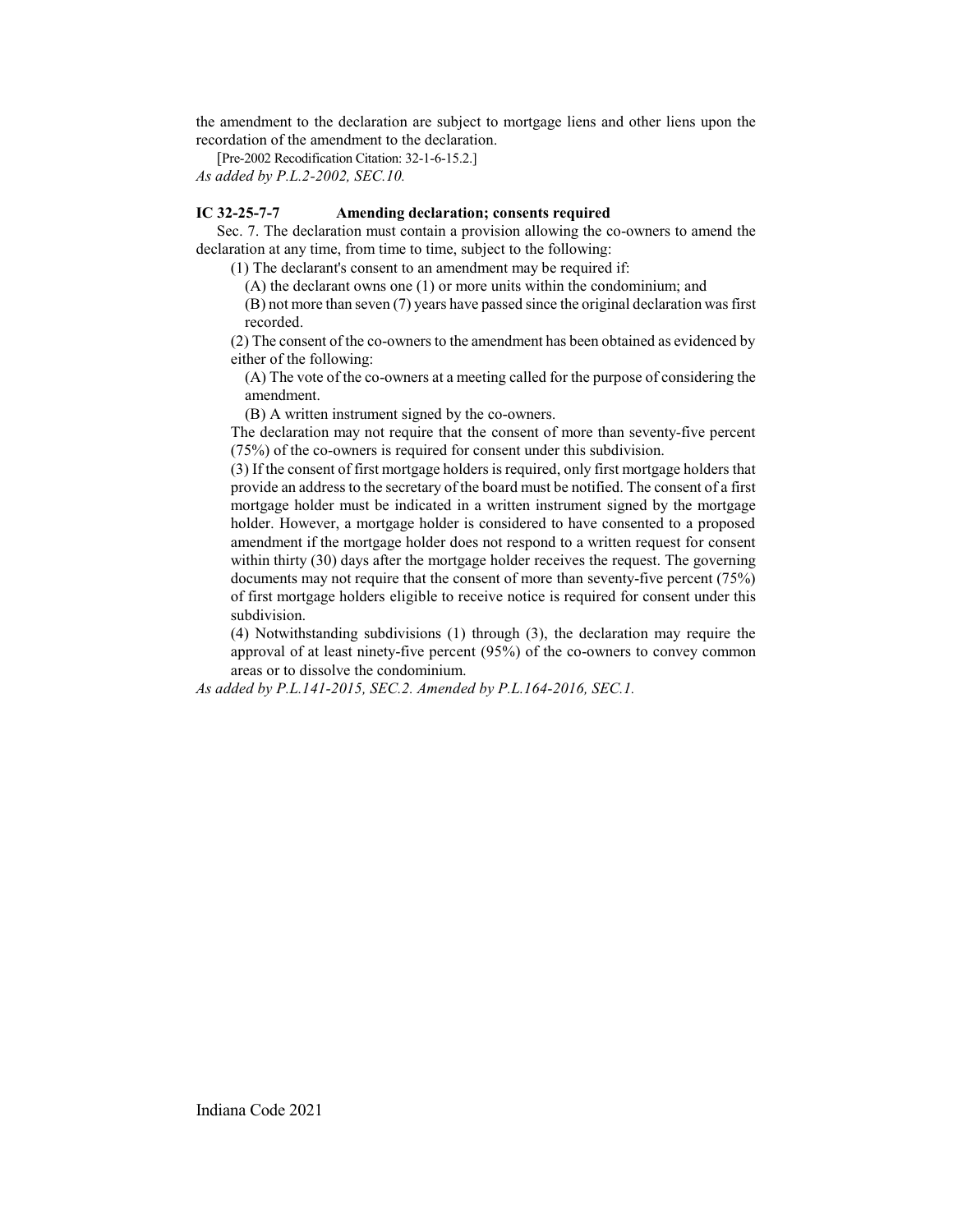the amendment to the declaration are subject to mortgage liens and other liens upon the recordation of the amendment to the declaration.

[Pre-2002 Recodification Citation: 32-1-6-15.2.]

*As added by P.L.2-2002, SEC.10.*

**IC 32-25-7-7 Amending declaration; consents required**

Sec. 7. The declaration must contain a provision allowing the co-owners to amend the declaration at any time, from time to time, subject to the following:

(1) The declarant's consent to an amendment may be required if:

(A) the declarant owns one (1) or more units within the condominium; and

(B) not more than seven (7) years have passed since the original declaration was first recorded.

(2) The consent of the co-owners to the amendment has been obtained as evidenced by either of the following:

(A) The vote of the co-owners at a meeting called for the purpose of considering the amendment.

(B) A written instrument signed by the co-owners.

The declaration may not require that the consent of more than seventy-five percent (75%) of the co-owners is required for consent under this subdivision.

(3) If the consent of first mortgage holders is required, only first mortgage holders that provide an address to the secretary of the board must be notified. The consent of a first mortgage holder must be indicated in a written instrument signed by the mortgage holder. However, a mortgage holder is considered to have consented to a proposed amendment if the mortgage holder does not respond to a written request for consent within thirty (30) days after the mortgage holder receives the request. The governing documents may not require that the consent of more than seventy-five percent (75%) of first mortgage holders eligible to receive notice is required for consent under this subdivision.

(4) Notwithstanding subdivisions (1) through (3), the declaration may require the approval of at least ninety-five percent (95%) of the co-owners to convey common areas or to dissolve the condominium.

*As added by P.L.141-2015, SEC.2. Amended by P.L.164-2016, SEC.1.*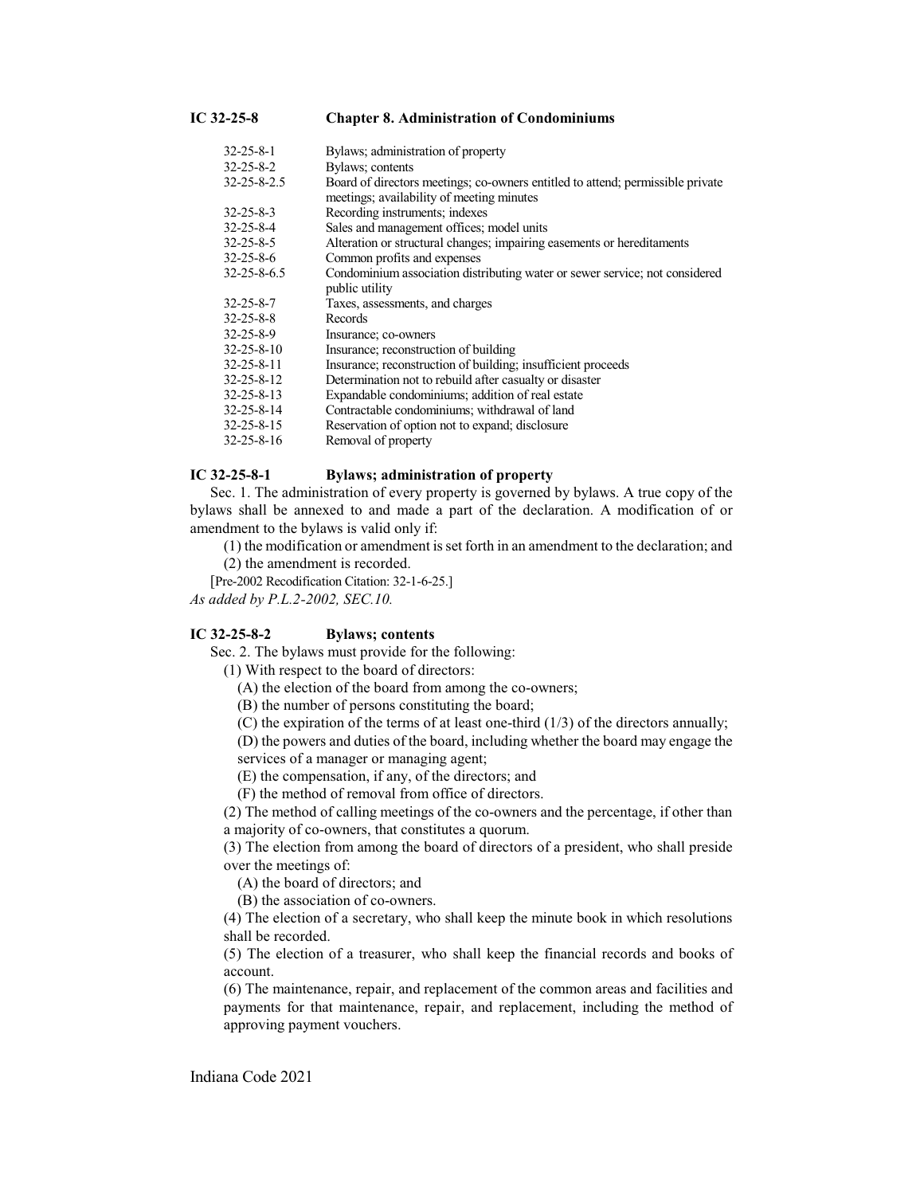## IC 32-25-8 Chapter 8. Administration of Condominiums

| | |
|---|---|
| 32-25-8-1 | Bylaws; administration of property |
| 32-25-8-2 | Bylaws; contents |
| 32-25-8-2.5 | Board of directors meetings; co-owners entitled to attend; permissible private meetings; availability of meeting minutes |
| 32-25-8-3 | Recording instruments; indexes |
| 32-25-8-4 | Sales and management offices; model units |
| 32-25-8-5 | Alteration or structural changes; impairing easements or hereditaments |
| 32-25-8-6 | Common profits and expenses |
| 32-25-8-6.5 | Condominium association distributing water or sewer service; not considered public utility |
| 32-25-8-7 | Taxes, assessments, and charges |
| 32-25-8-8 | Records |
| 32-25-8-9 | Insurance; co-owners |
| 32-25-8-10 | Insurance; reconstruction of building |
| 32-25-8-11 | Insurance; reconstruction of building; insufficient proceeds |
| 32-25-8-12 | Determination not to rebuild after casualty or disaster |
| 32-25-8-13 | Expandable condominiums; addition of real estate |
| 32-25-8-14 | Contractable condominiums; withdrawal of land |
| 32-25-8-15 | Reservation of option not to expand; disclosure |
| 32-25-8-16 | Removal of property |

### IC 32-25-8-1 Bylaws; administration of property

Sec. 1. The administration of every property is governed by bylaws. A true copy of the bylaws shall be annexed to and made a part of the declaration. A modification of or amendment to the bylaws is valid only if:

(1) the modification or amendment is set forth in an amendment to the declaration; and
(2) the amendment is recorded.

[Pre-2002 Recodification Citation: 32-1-6-25.]

*As added by P.L.2-2002, SEC.10.*

### IC 32-25-8-2 Bylaws; contents

Sec. 2. The bylaws must provide for the following:

(1) With respect to the board of directors:
  (A) the election of the board from among the co-owners;
  (B) the number of persons constituting the board;
  (C) the expiration of the terms of at least one-third (1/3) of the directors annually;
  (D) the powers and duties of the board, including whether the board may engage the services of a manager or managing agent;
  (E) the compensation, if any, of the directors; and
  (F) the method of removal from office of directors.

(2) The method of calling meetings of the co-owners and the percentage, if other than a majority of co-owners, that constitutes a quorum.

(3) The election from among the board of directors of a president, who shall preside over the meetings of:
  (A) the board of directors; and
  (B) the association of co-owners.

(4) The election of a secretary, who shall keep the minute book in which resolutions shall be recorded.

(5) The election of a treasurer, who shall keep the financial records and books of account.

(6) The maintenance, repair, and replacement of the common areas and facilities and payments for that maintenance, repair, and replacement, including the method of approving payment vouchers.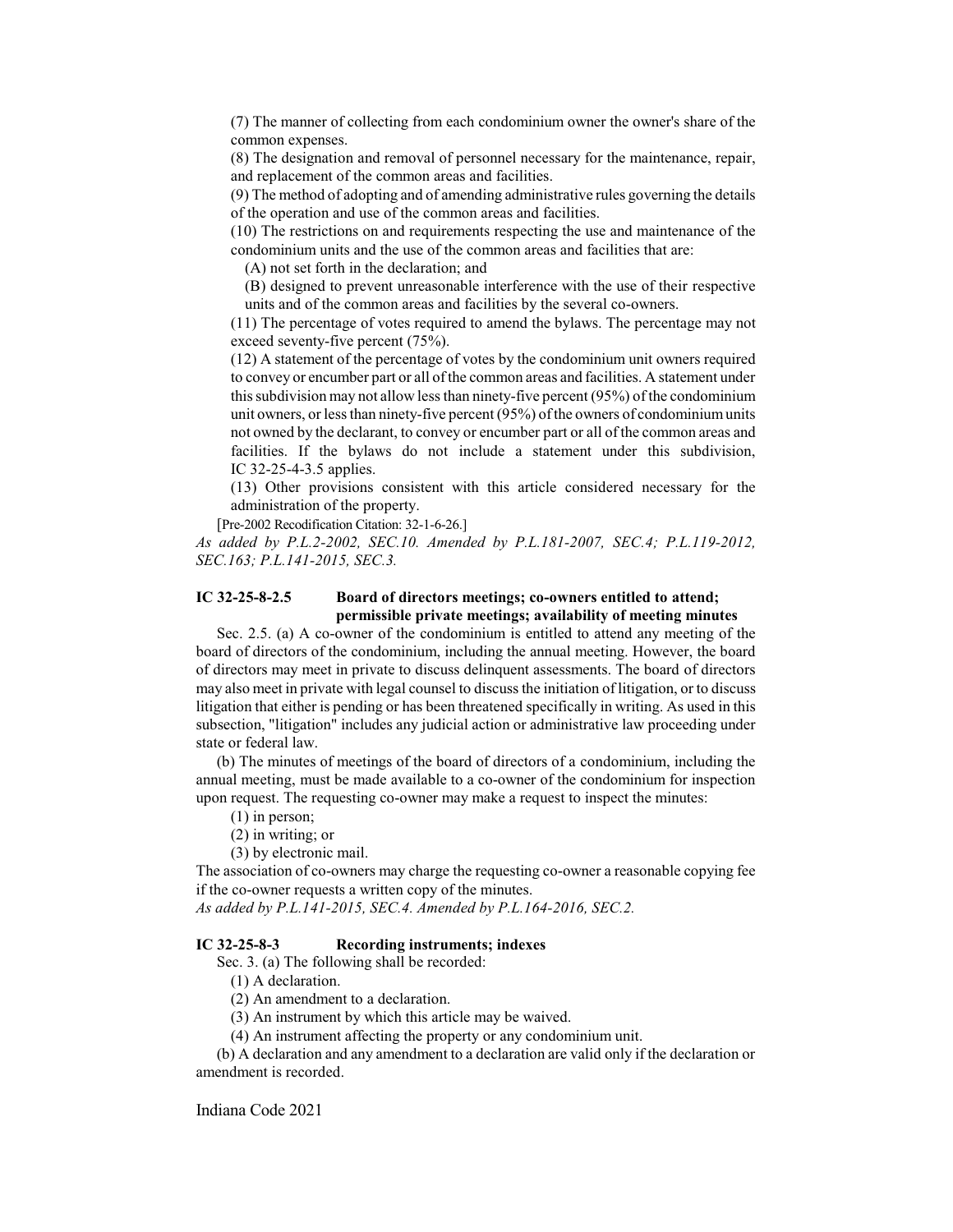(7) The manner of collecting from each condominium owner the owner's share of the common expenses.

(8) The designation and removal of personnel necessary for the maintenance, repair, and replacement of the common areas and facilities.

(9) The method of adopting and of amending administrative rules governing the details of the operation and use of the common areas and facilities.

(10) The restrictions on and requirements respecting the use and maintenance of the condominium units and the use of the common areas and facilities that are:

(A) not set forth in the declaration; and

(B) designed to prevent unreasonable interference with the use of their respective units and of the common areas and facilities by the several co-owners.

(11) The percentage of votes required to amend the bylaws. The percentage may not exceed seventy-five percent (75%).

(12) A statement of the percentage of votes by the condominium unit owners required to convey or encumber part or all of the common areas and facilities. A statement under this subdivision may not allow less than ninety-five percent (95%) of the condominium unit owners, or less than ninety-five percent (95%) of the owners of condominium units not owned by the declarant, to convey or encumber part or all of the common areas and facilities. If the bylaws do not include a statement under this subdivision, IC 32-25-4-3.5 applies.

(13) Other provisions consistent with this article considered necessary for the administration of the property.

[Pre-2002 Recodification Citation: 32-1-6-26.]

*As added by P.L.2-2002, SEC.10. Amended by P.L.181-2007, SEC.4; P.L.119-2012, SEC.163; P.L.141-2015, SEC.3.*

**IC 32-25-8-2.5 Board of directors meetings; co-owners entitled to attend; permissible private meetings; availability of meeting minutes**

Sec. 2.5. (a) A co-owner of the condominium is entitled to attend any meeting of the board of directors of the condominium, including the annual meeting. However, the board of directors may meet in private to discuss delinquent assessments. The board of directors may also meet in private with legal counsel to discuss the initiation of litigation, or to discuss litigation that either is pending or has been threatened specifically in writing. As used in this subsection, "litigation" includes any judicial action or administrative law proceeding under state or federal law.

(b) The minutes of meetings of the board of directors of a condominium, including the annual meeting, must be made available to a co-owner of the condominium for inspection upon request. The requesting co-owner may make a request to inspect the minutes:

(1) in person;

(2) in writing; or

(3) by electronic mail.

The association of co-owners may charge the requesting co-owner a reasonable copying fee if the co-owner requests a written copy of the minutes.

*As added by P.L.141-2015, SEC.4. Amended by P.L.164-2016, SEC.2.*

**IC 32-25-8-3 Recording instruments; indexes**

Sec. 3. (a) The following shall be recorded:

(1) A declaration.

(2) An amendment to a declaration.

(3) An instrument by which this article may be waived.

(4) An instrument affecting the property or any condominium unit.

(b) A declaration and any amendment to a declaration are valid only if the declaration or amendment is recorded.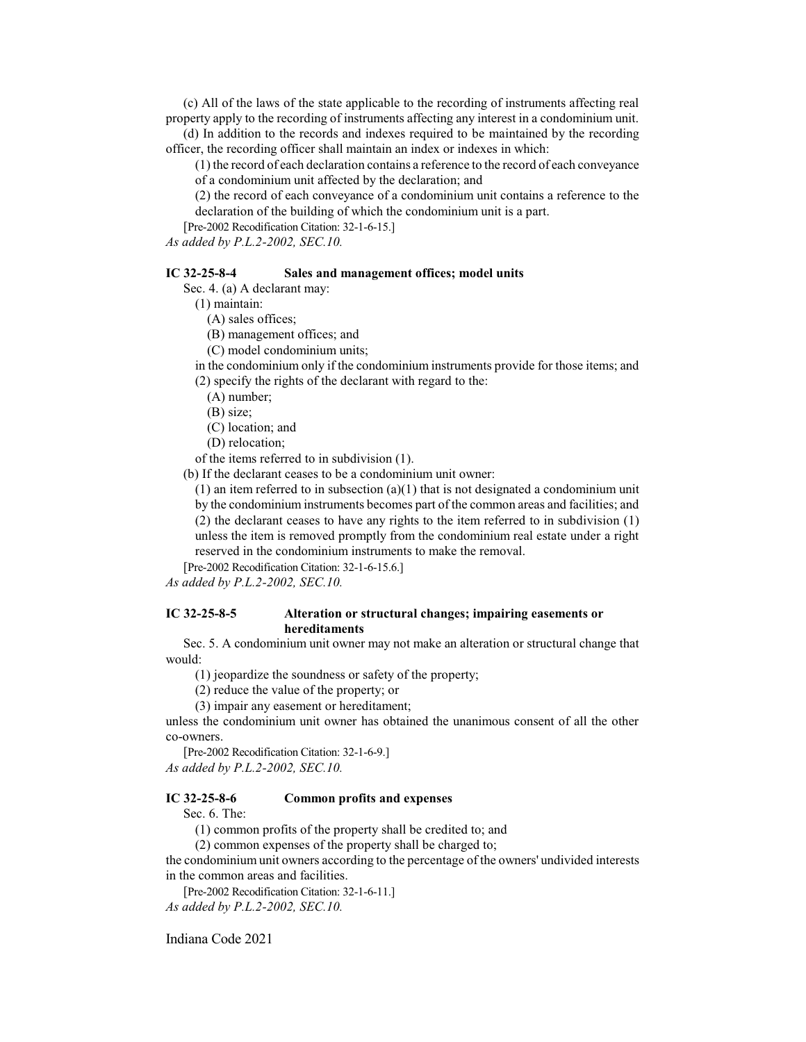(c) All of the laws of the state applicable to the recording of instruments affecting real property apply to the recording of instruments affecting any interest in a condominium unit.

(d) In addition to the records and indexes required to be maintained by the recording officer, the recording officer shall maintain an index or indexes in which:

(1) the record of each declaration contains a reference to the record of each conveyance of a condominium unit affected by the declaration; and

(2) the record of each conveyance of a condominium unit contains a reference to the declaration of the building of which the condominium unit is a part.

[Pre-2002 Recodification Citation: 32-1-6-15.]

*As added by P.L.2-2002, SEC.10.*

### IC 32-25-8-4 Sales and management offices; model units

Sec. 4. (a) A declarant may:

(1) maintain:

(A) sales offices;

(B) management offices; and

(C) model condominium units;

in the condominium only if the condominium instruments provide for those items; and

(2) specify the rights of the declarant with regard to the:

(A) number;

(B) size;

(C) location; and

(D) relocation;

of the items referred to in subdivision (1).

(b) If the declarant ceases to be a condominium unit owner:

(1) an item referred to in subsection (a)(1) that is not designated a condominium unit by the condominium instruments becomes part of the common areas and facilities; and

(2) the declarant ceases to have any rights to the item referred to in subdivision (1) unless the item is removed promptly from the condominium real estate under a right reserved in the condominium instruments to make the removal.

[Pre-2002 Recodification Citation: 32-1-6-15.6.]

*As added by P.L.2-2002, SEC.10.*

### IC 32-25-8-5 Alteration or structural changes; impairing easements or hereditaments

Sec. 5. A condominium unit owner may not make an alteration or structural change that would:

(1) jeopardize the soundness or safety of the property;

(2) reduce the value of the property; or

(3) impair any easement or hereditament;

unless the condominium unit owner has obtained the unanimous consent of all the other co-owners.

[Pre-2002 Recodification Citation: 32-1-6-9.]

*As added by P.L.2-2002, SEC.10.*

### IC 32-25-8-6 Common profits and expenses

Sec. 6. The:

(1) common profits of the property shall be credited to; and

(2) common expenses of the property shall be charged to;

the condominium unit owners according to the percentage of the owners' undivided interests in the common areas and facilities.

[Pre-2002 Recodification Citation: 32-1-6-11.]

*As added by P.L.2-2002, SEC.10.*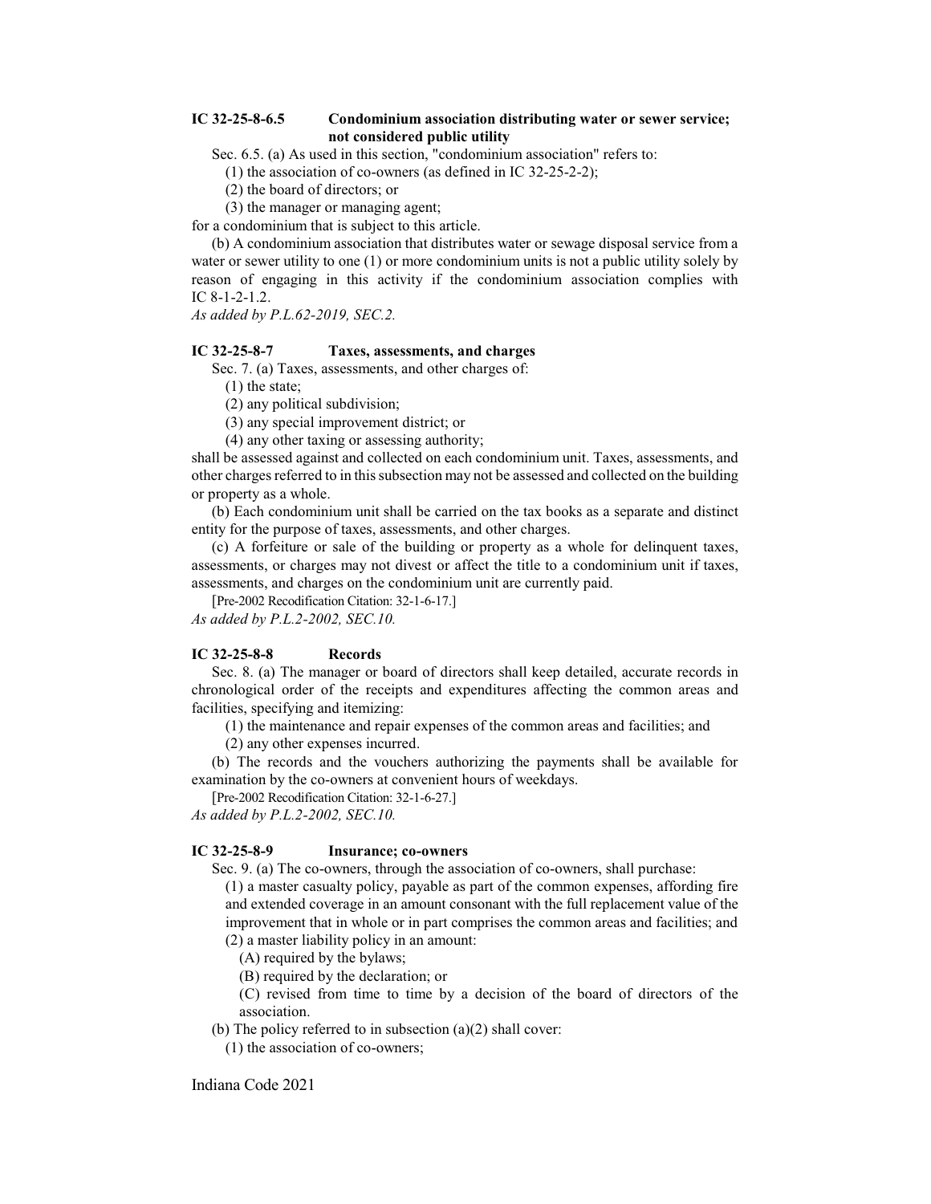**IC 32-25-8-6.5 Condominium association distributing water or sewer service; not considered public utility**

Sec. 6.5. (a) As used in this section, "condominium association" refers to:

(1) the association of co-owners (as defined in IC 32-25-2-2);

(2) the board of directors; or

(3) the manager or managing agent;

for a condominium that is subject to this article.

(b) A condominium association that distributes water or sewage disposal service from a water or sewer utility to one (1) or more condominium units is not a public utility solely by reason of engaging in this activity if the condominium association complies with IC 8-1-2-1.2.

*As added by P.L.62-2019, SEC.2.*

**IC 32-25-8-7 Taxes, assessments, and charges**

Sec. 7. (a) Taxes, assessments, and other charges of:

(1) the state;

(2) any political subdivision;

(3) any special improvement district; or

(4) any other taxing or assessing authority;

shall be assessed against and collected on each condominium unit. Taxes, assessments, and other charges referred to in this subsection may not be assessed and collected on the building or property as a whole.

(b) Each condominium unit shall be carried on the tax books as a separate and distinct entity for the purpose of taxes, assessments, and other charges.

(c) A forfeiture or sale of the building or property as a whole for delinquent taxes, assessments, or charges may not divest or affect the title to a condominium unit if taxes, assessments, and charges on the condominium unit are currently paid.

[Pre-2002 Recodification Citation: 32-1-6-17.]

*As added by P.L.2-2002, SEC.10.*

**IC 32-25-8-8 Records**

Sec. 8. (a) The manager or board of directors shall keep detailed, accurate records in chronological order of the receipts and expenditures affecting the common areas and facilities, specifying and itemizing:

(1) the maintenance and repair expenses of the common areas and facilities; and

(2) any other expenses incurred.

(b) The records and the vouchers authorizing the payments shall be available for examination by the co-owners at convenient hours of weekdays.

[Pre-2002 Recodification Citation: 32-1-6-27.]

*As added by P.L.2-2002, SEC.10.*

**IC 32-25-8-9 Insurance; co-owners**

Sec. 9. (a) The co-owners, through the association of co-owners, shall purchase:

(1) a master casualty policy, payable as part of the common expenses, affording fire and extended coverage in an amount consonant with the full replacement value of the improvement that in whole or in part comprises the common areas and facilities; and

(2) a master liability policy in an amount:

(A) required by the bylaws;

(B) required by the declaration; or

(C) revised from time to time by a decision of the board of directors of the association.

(b) The policy referred to in subsection (a)(2) shall cover:

(1) the association of co-owners;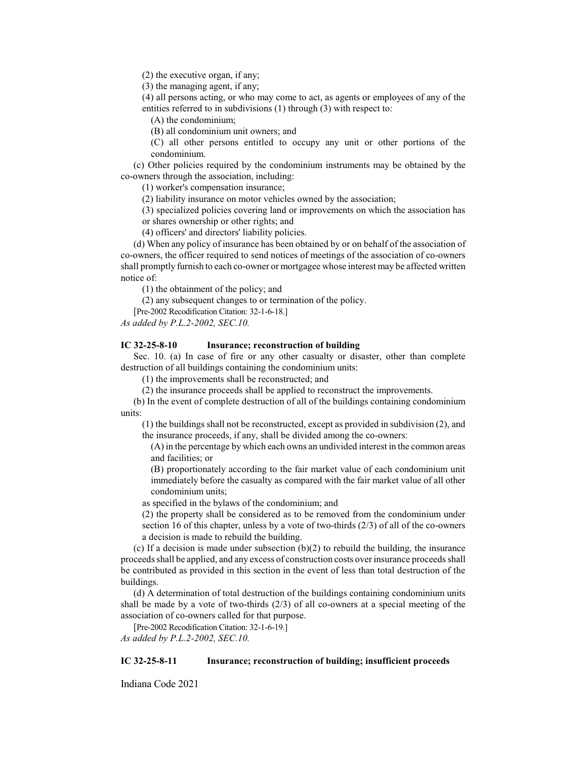(2) the executive organ, if any;

(3) the managing agent, if any;

(4) all persons acting, or who may come to act, as agents or employees of any of the entities referred to in subdivisions (1) through (3) with respect to:

(A) the condominium;

(B) all condominium unit owners; and

(C) all other persons entitled to occupy any unit or other portions of the condominium.

(c) Other policies required by the condominium instruments may be obtained by the co-owners through the association, including:

(1) worker's compensation insurance;

(2) liability insurance on motor vehicles owned by the association;

(3) specialized policies covering land or improvements on which the association has or shares ownership or other rights; and

(4) officers' and directors' liability policies.

(d) When any policy of insurance has been obtained by or on behalf of the association of co-owners, the officer required to send notices of meetings of the association of co-owners shall promptly furnish to each co-owner or mortgagee whose interest may be affected written notice of:

(1) the obtainment of the policy; and

(2) any subsequent changes to or termination of the policy.

[Pre-2002 Recodification Citation: 32-1-6-18.]

*As added by P.L.2-2002, SEC.10.*

### IC 32-25-8-10 Insurance; reconstruction of building

Sec. 10. (a) In case of fire or any other casualty or disaster, other than complete destruction of all buildings containing the condominium units:

(1) the improvements shall be reconstructed; and

(2) the insurance proceeds shall be applied to reconstruct the improvements.

(b) In the event of complete destruction of all of the buildings containing condominium units:

(1) the buildings shall not be reconstructed, except as provided in subdivision (2), and the insurance proceeds, if any, shall be divided among the co-owners:

(A) in the percentage by which each owns an undivided interest in the common areas and facilities; or

(B) proportionately according to the fair market value of each condominium unit immediately before the casualty as compared with the fair market value of all other condominium units;

as specified in the bylaws of the condominium; and

(2) the property shall be considered as to be removed from the condominium under section 16 of this chapter, unless by a vote of two-thirds (2/3) of all of the co-owners a decision is made to rebuild the building.

(c) If a decision is made under subsection (b)(2) to rebuild the building, the insurance proceeds shall be applied, and any excess of construction costs over insurance proceeds shall be contributed as provided in this section in the event of less than total destruction of the buildings.

(d) A determination of total destruction of the buildings containing condominium units shall be made by a vote of two-thirds (2/3) of all co-owners at a special meeting of the association of co-owners called for that purpose.

[Pre-2002 Recodification Citation: 32-1-6-19.]

*As added by P.L.2-2002, SEC.10.*

### IC 32-25-8-11 Insurance; reconstruction of building; insufficient proceeds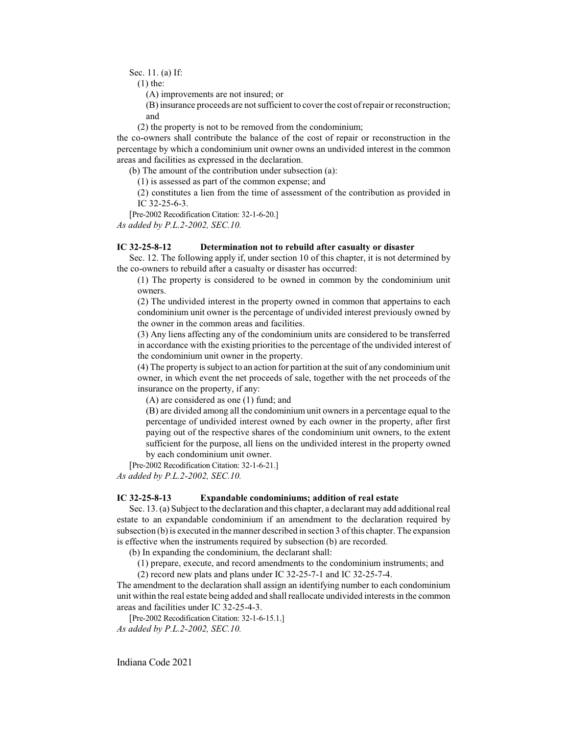Sec. 11. (a) If:

(1) the:

(A) improvements are not insured; or

(B) insurance proceeds are not sufficient to cover the cost of repair or reconstruction; and

(2) the property is not to be removed from the condominium;

the co-owners shall contribute the balance of the cost of repair or reconstruction in the percentage by which a condominium unit owner owns an undivided interest in the common areas and facilities as expressed in the declaration.

(b) The amount of the contribution under subsection (a):

(1) is assessed as part of the common expense; and

(2) constitutes a lien from the time of assessment of the contribution as provided in IC 32-25-6-3.

[Pre-2002 Recodification Citation: 32-1-6-20.]

*As added by P.L.2-2002, SEC.10.*

### IC 32-25-8-12 Determination not to rebuild after casualty or disaster

Sec. 12. The following apply if, under section 10 of this chapter, it is not determined by the co-owners to rebuild after a casualty or disaster has occurred:

(1) The property is considered to be owned in common by the condominium unit owners.

(2) The undivided interest in the property owned in common that appertains to each condominium unit owner is the percentage of undivided interest previously owned by the owner in the common areas and facilities.

(3) Any liens affecting any of the condominium units are considered to be transferred in accordance with the existing priorities to the percentage of the undivided interest of the condominium unit owner in the property.

(4) The property is subject to an action for partition at the suit of any condominium unit owner, in which event the net proceeds of sale, together with the net proceeds of the insurance on the property, if any:

(A) are considered as one (1) fund; and

(B) are divided among all the condominium unit owners in a percentage equal to the percentage of undivided interest owned by each owner in the property, after first paying out of the respective shares of the condominium unit owners, to the extent sufficient for the purpose, all liens on the undivided interest in the property owned by each condominium unit owner.

[Pre-2002 Recodification Citation: 32-1-6-21.]

*As added by P.L.2-2002, SEC.10.*

### IC 32-25-8-13 Expandable condominiums; addition of real estate

Sec. 13. (a) Subject to the declaration and this chapter, a declarant may add additional real estate to an expandable condominium if an amendment to the declaration required by subsection (b) is executed in the manner described in section 3 of this chapter. The expansion is effective when the instruments required by subsection (b) are recorded.

(b) In expanding the condominium, the declarant shall:

(1) prepare, execute, and record amendments to the condominium instruments; and

(2) record new plats and plans under IC 32-25-7-1 and IC 32-25-7-4.

The amendment to the declaration shall assign an identifying number to each condominium unit within the real estate being added and shall reallocate undivided interests in the common areas and facilities under IC 32-25-4-3.

[Pre-2002 Recodification Citation: 32-1-6-15.1.]

*As added by P.L.2-2002, SEC.10.*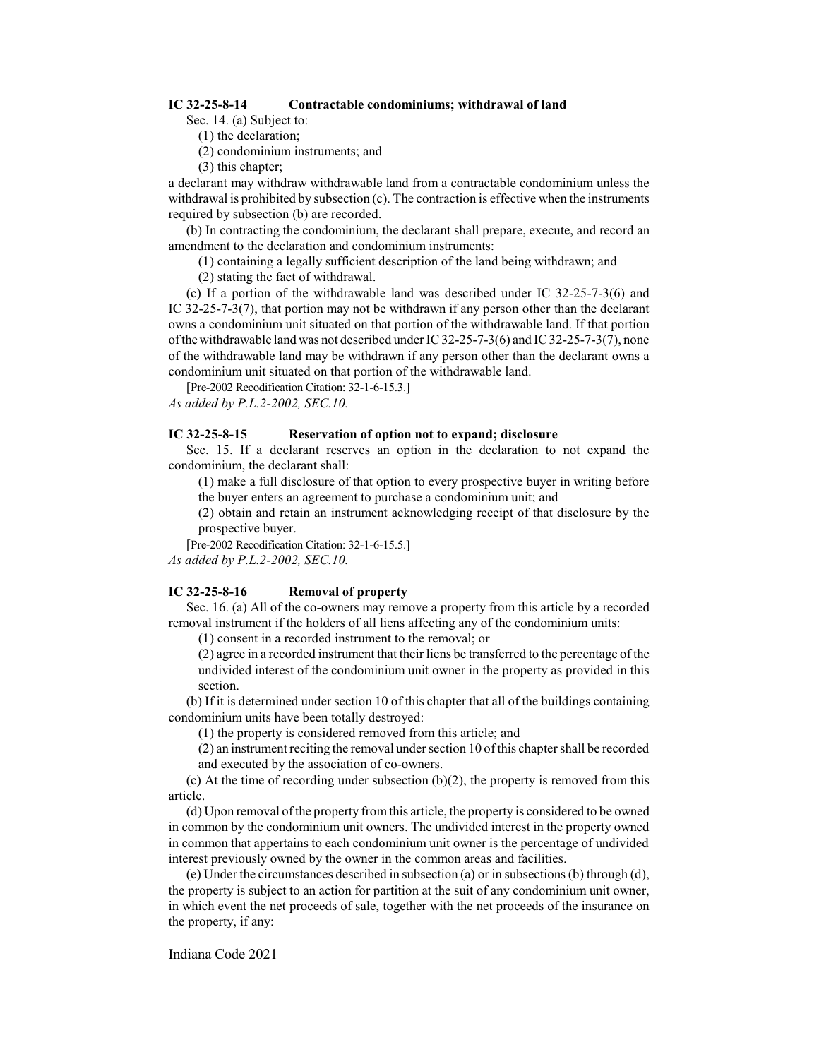### IC 32-25-8-14 Contractable condominiums; withdrawal of land

Sec. 14. (a) Subject to:

(1) the declaration;

(2) condominium instruments; and

(3) this chapter;

a declarant may withdraw withdrawable land from a contractable condominium unless the withdrawal is prohibited by subsection (c). The contraction is effective when the instruments required by subsection (b) are recorded.

(b) In contracting the condominium, the declarant shall prepare, execute, and record an amendment to the declaration and condominium instruments:

(1) containing a legally sufficient description of the land being withdrawn; and

(2) stating the fact of withdrawal.

(c) If a portion of the withdrawable land was described under IC 32-25-7-3(6) and IC 32-25-7-3(7), that portion may not be withdrawn if any person other than the declarant owns a condominium unit situated on that portion of the withdrawable land. If that portion of the withdrawable land was not described under IC 32-25-7-3(6) and IC 32-25-7-3(7), none of the withdrawable land may be withdrawn if any person other than the declarant owns a condominium unit situated on that portion of the withdrawable land.

[Pre-2002 Recodification Citation: 32-1-6-15.3.]

*As added by P.L.2-2002, SEC.10.*

### IC 32-25-8-15 Reservation of option not to expand; disclosure

Sec. 15. If a declarant reserves an option in the declaration to not expand the condominium, the declarant shall:

(1) make a full disclosure of that option to every prospective buyer in writing before the buyer enters an agreement to purchase a condominium unit; and

(2) obtain and retain an instrument acknowledging receipt of that disclosure by the prospective buyer.

[Pre-2002 Recodification Citation: 32-1-6-15.5.]

*As added by P.L.2-2002, SEC.10.*

### IC 32-25-8-16 Removal of property

Sec. 16. (a) All of the co-owners may remove a property from this article by a recorded removal instrument if the holders of all liens affecting any of the condominium units:

(1) consent in a recorded instrument to the removal; or

(2) agree in a recorded instrument that their liens be transferred to the percentage of the undivided interest of the condominium unit owner in the property as provided in this section.

(b) If it is determined under section 10 of this chapter that all of the buildings containing condominium units have been totally destroyed:

(1) the property is considered removed from this article; and

(2) an instrument reciting the removal under section 10 of this chapter shall be recorded and executed by the association of co-owners.

(c) At the time of recording under subsection (b)(2), the property is removed from this article.

(d) Upon removal of the property from this article, the property is considered to be owned in common by the condominium unit owners. The undivided interest in the property owned in common that appertains to each condominium unit owner is the percentage of undivided interest previously owned by the owner in the common areas and facilities.

(e) Under the circumstances described in subsection (a) or in subsections (b) through (d), the property is subject to an action for partition at the suit of any condominium unit owner, in which event the net proceeds of sale, together with the net proceeds of the insurance on the property, if any: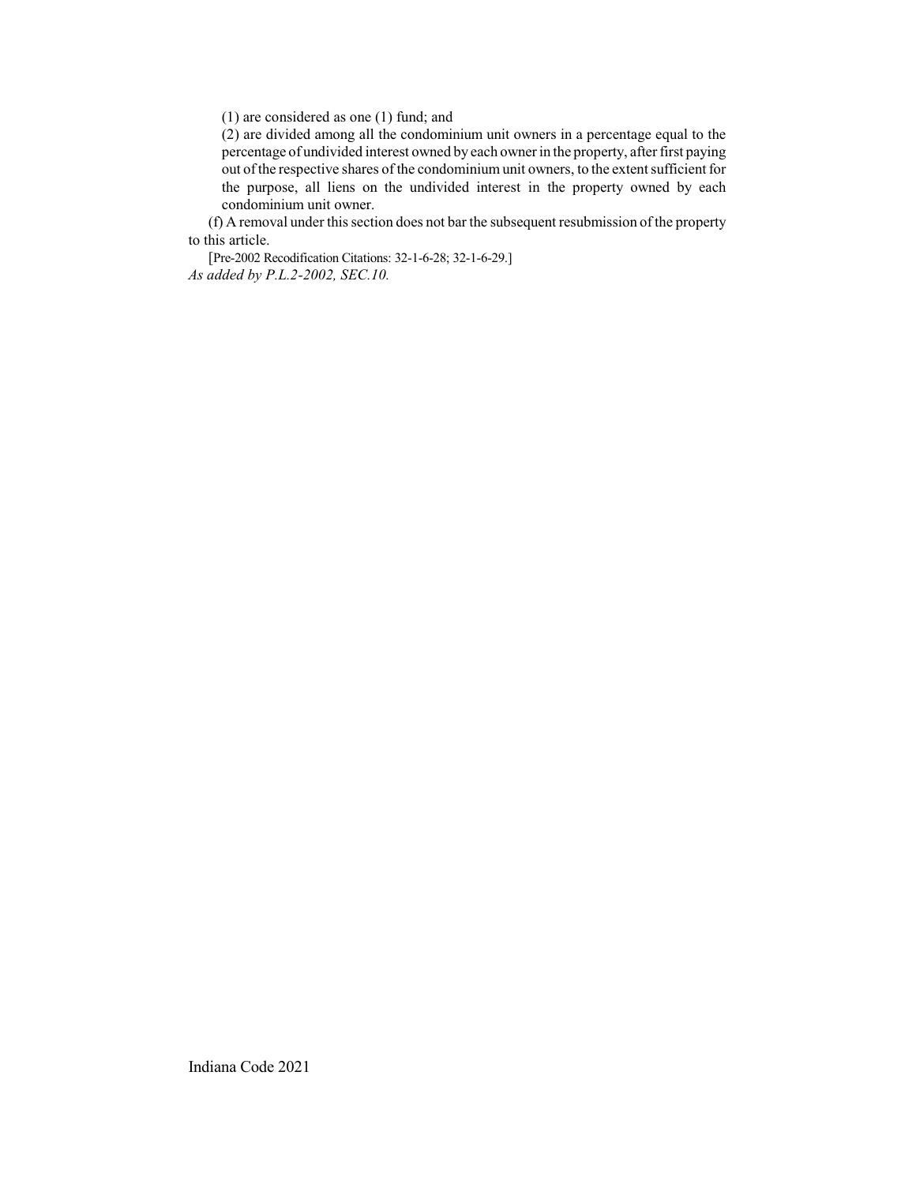(1) are considered as one (1) fund; and

(2) are divided among all the condominium unit owners in a percentage equal to the percentage of undivided interest owned by each owner in the property, after first paying out of the respective shares of the condominium unit owners, to the extent sufficient for the purpose, all liens on the undivided interest in the property owned by each condominium unit owner.

(f) A removal under this section does not bar the subsequent resubmission of the property to this article.

[Pre-2002 Recodification Citations: 32-1-6-28; 32-1-6-29.]

*As added by P.L.2-2002, SEC.10.*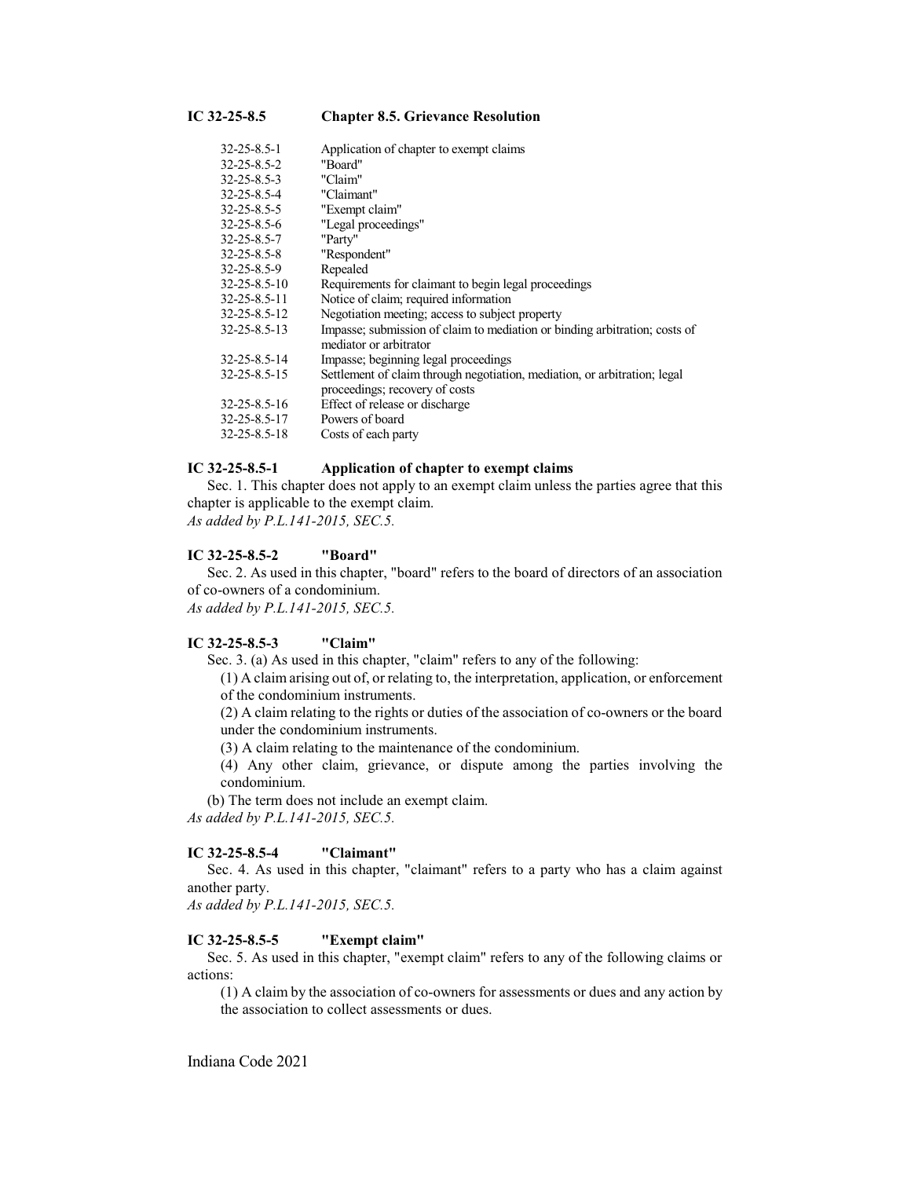## IC 32-25-8.5 Chapter 8.5. Grievance Resolution

| | |
|---|---|
| 32-25-8.5-1 | Application of chapter to exempt claims |
| 32-25-8.5-2 | "Board" |
| 32-25-8.5-3 | "Claim" |
| 32-25-8.5-4 | "Claimant" |
| 32-25-8.5-5 | "Exempt claim" |
| 32-25-8.5-6 | "Legal proceedings" |
| 32-25-8.5-7 | "Party" |
| 32-25-8.5-8 | "Respondent" |
| 32-25-8.5-9 | Repealed |
| 32-25-8.5-10 | Requirements for claimant to begin legal proceedings |
| 32-25-8.5-11 | Notice of claim; required information |
| 32-25-8.5-12 | Negotiation meeting; access to subject property |
| 32-25-8.5-13 | Impasse; submission of claim to mediation or binding arbitration; costs of mediator or arbitrator |
| 32-25-8.5-14 | Impasse; beginning legal proceedings |
| 32-25-8.5-15 | Settlement of claim through negotiation, mediation, or arbitration; legal proceedings; recovery of costs |
| 32-25-8.5-16 | Effect of release or discharge |
| 32-25-8.5-17 | Powers of board |
| 32-25-8.5-18 | Costs of each party |

### IC 32-25-8.5-1 Application of chapter to exempt claims

Sec. 1. This chapter does not apply to an exempt claim unless the parties agree that this chapter is applicable to the exempt claim.

*As added by P.L.141-2015, SEC.5.*

### IC 32-25-8.5-2 "Board"

Sec. 2. As used in this chapter, "board" refers to the board of directors of an association of co-owners of a condominium.

*As added by P.L.141-2015, SEC.5.*

### IC 32-25-8.5-3 "Claim"

Sec. 3. (a) As used in this chapter, "claim" refers to any of the following:

(1) A claim arising out of, or relating to, the interpretation, application, or enforcement of the condominium instruments.

(2) A claim relating to the rights or duties of the association of co-owners or the board under the condominium instruments.

(3) A claim relating to the maintenance of the condominium.

(4) Any other claim, grievance, or dispute among the parties involving the condominium.

(b) The term does not include an exempt claim.

*As added by P.L.141-2015, SEC.5.*

### IC 32-25-8.5-4 "Claimant"

Sec. 4. As used in this chapter, "claimant" refers to a party who has a claim against another party.

*As added by P.L.141-2015, SEC.5.*

### IC 32-25-8.5-5 "Exempt claim"

Sec. 5. As used in this chapter, "exempt claim" refers to any of the following claims or actions:

(1) A claim by the association of co-owners for assessments or dues and any action by the association to collect assessments or dues.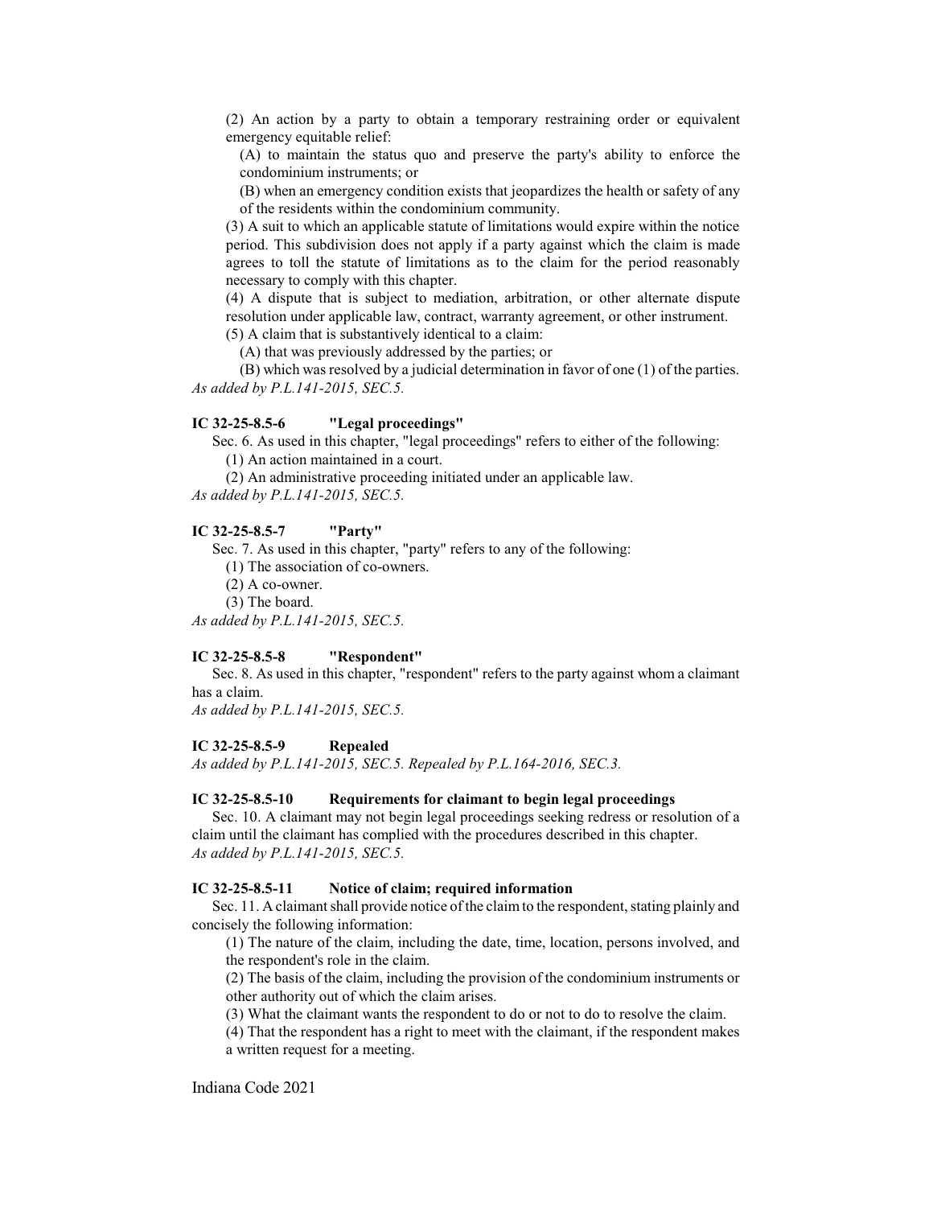(2) An action by a party to obtain a temporary restraining order or equivalent emergency equitable relief:

(A) to maintain the status quo and preserve the party's ability to enforce the condominium instruments; or

(B) when an emergency condition exists that jeopardizes the health or safety of any of the residents within the condominium community.

(3) A suit to which an applicable statute of limitations would expire within the notice period. This subdivision does not apply if a party against which the claim is made agrees to toll the statute of limitations as to the claim for the period reasonably necessary to comply with this chapter.

(4) A dispute that is subject to mediation, arbitration, or other alternate dispute resolution under applicable law, contract, warranty agreement, or other instrument.

(5) A claim that is substantively identical to a claim:

(A) that was previously addressed by the parties; or

(B) which was resolved by a judicial determination in favor of one (1) of the parties.

*As added by P.L.141-2015, SEC.5.*

**IC 32-25-8.5-6 "Legal proceedings"**

Sec. 6. As used in this chapter, "legal proceedings" refers to either of the following:

(1) An action maintained in a court.

(2) An administrative proceeding initiated under an applicable law.

*As added by P.L.141-2015, SEC.5.*

**IC 32-25-8.5-7 "Party"**

Sec. 7. As used in this chapter, "party" refers to any of the following:

(1) The association of co-owners.

(2) A co-owner.

(3) The board.

*As added by P.L.141-2015, SEC.5.*

**IC 32-25-8.5-8 "Respondent"**

Sec. 8. As used in this chapter, "respondent" refers to the party against whom a claimant has a claim.

*As added by P.L.141-2015, SEC.5.*

**IC 32-25-8.5-9 Repealed**

*As added by P.L.141-2015, SEC.5. Repealed by P.L.164-2016, SEC.3.*

**IC 32-25-8.5-10 Requirements for claimant to begin legal proceedings**

Sec. 10. A claimant may not begin legal proceedings seeking redress or resolution of a claim until the claimant has complied with the procedures described in this chapter.

*As added by P.L.141-2015, SEC.5.*

**IC 32-25-8.5-11 Notice of claim; required information**

Sec. 11. A claimant shall provide notice of the claim to the respondent, stating plainly and concisely the following information:

(1) The nature of the claim, including the date, time, location, persons involved, and the respondent's role in the claim.

(2) The basis of the claim, including the provision of the condominium instruments or other authority out of which the claim arises.

(3) What the claimant wants the respondent to do or not to do to resolve the claim.

(4) That the respondent has a right to meet with the claimant, if the respondent makes a written request for a meeting.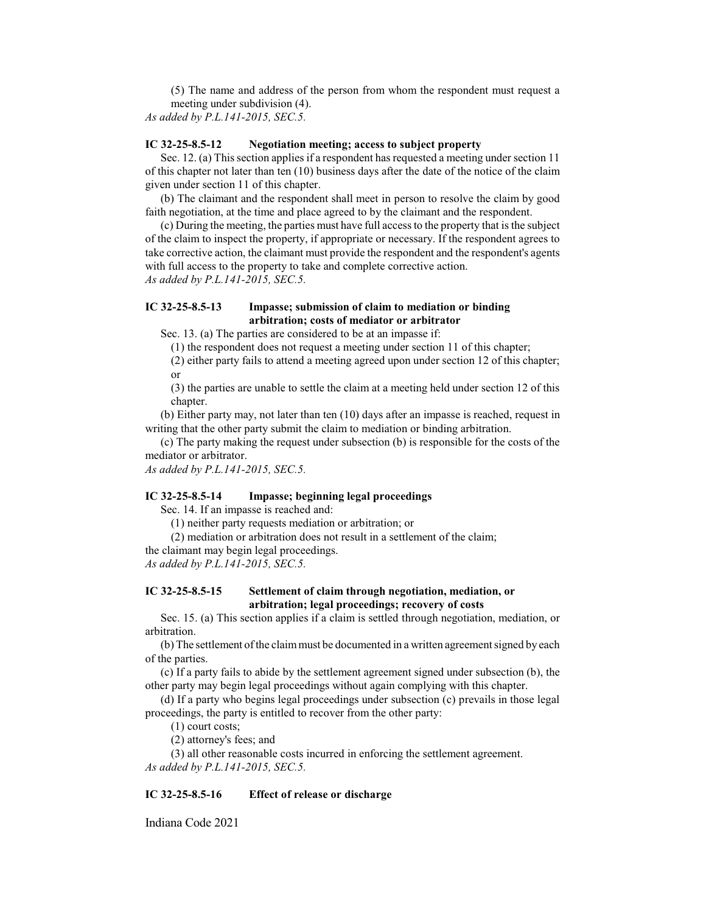(5) The name and address of the person from whom the respondent must request a meeting under subdivision (4).

*As added by P.L.141-2015, SEC.5.*

### IC 32-25-8.5-12 Negotiation meeting; access to subject property

Sec. 12. (a) This section applies if a respondent has requested a meeting under section 11 of this chapter not later than ten (10) business days after the date of the notice of the claim given under section 11 of this chapter.

(b) The claimant and the respondent shall meet in person to resolve the claim by good faith negotiation, at the time and place agreed to by the claimant and the respondent.

(c) During the meeting, the parties must have full access to the property that is the subject of the claim to inspect the property, if appropriate or necessary. If the respondent agrees to take corrective action, the claimant must provide the respondent and the respondent's agents with full access to the property to take and complete corrective action.

*As added by P.L.141-2015, SEC.5.*

### IC 32-25-8.5-13 Impasse; submission of claim to mediation or binding arbitration; costs of mediator or arbitrator

Sec. 13. (a) The parties are considered to be at an impasse if:

(1) the respondent does not request a meeting under section 11 of this chapter;

(2) either party fails to attend a meeting agreed upon under section 12 of this chapter; or

(3) the parties are unable to settle the claim at a meeting held under section 12 of this chapter.

(b) Either party may, not later than ten (10) days after an impasse is reached, request in writing that the other party submit the claim to mediation or binding arbitration.

(c) The party making the request under subsection (b) is responsible for the costs of the mediator or arbitrator.

*As added by P.L.141-2015, SEC.5.*

### IC 32-25-8.5-14 Impasse; beginning legal proceedings

Sec. 14. If an impasse is reached and:

(1) neither party requests mediation or arbitration; or

(2) mediation or arbitration does not result in a settlement of the claim;

the claimant may begin legal proceedings.

*As added by P.L.141-2015, SEC.5.*

### IC 32-25-8.5-15 Settlement of claim through negotiation, mediation, or arbitration; legal proceedings; recovery of costs

Sec. 15. (a) This section applies if a claim is settled through negotiation, mediation, or arbitration.

(b) The settlement of the claim must be documented in a written agreement signed by each of the parties.

(c) If a party fails to abide by the settlement agreement signed under subsection (b), the other party may begin legal proceedings without again complying with this chapter.

(d) If a party who begins legal proceedings under subsection (c) prevails in those legal proceedings, the party is entitled to recover from the other party:

(1) court costs;

(2) attorney's fees; and

(3) all other reasonable costs incurred in enforcing the settlement agreement.

*As added by P.L.141-2015, SEC.5.*

### IC 32-25-8.5-16 Effect of release or discharge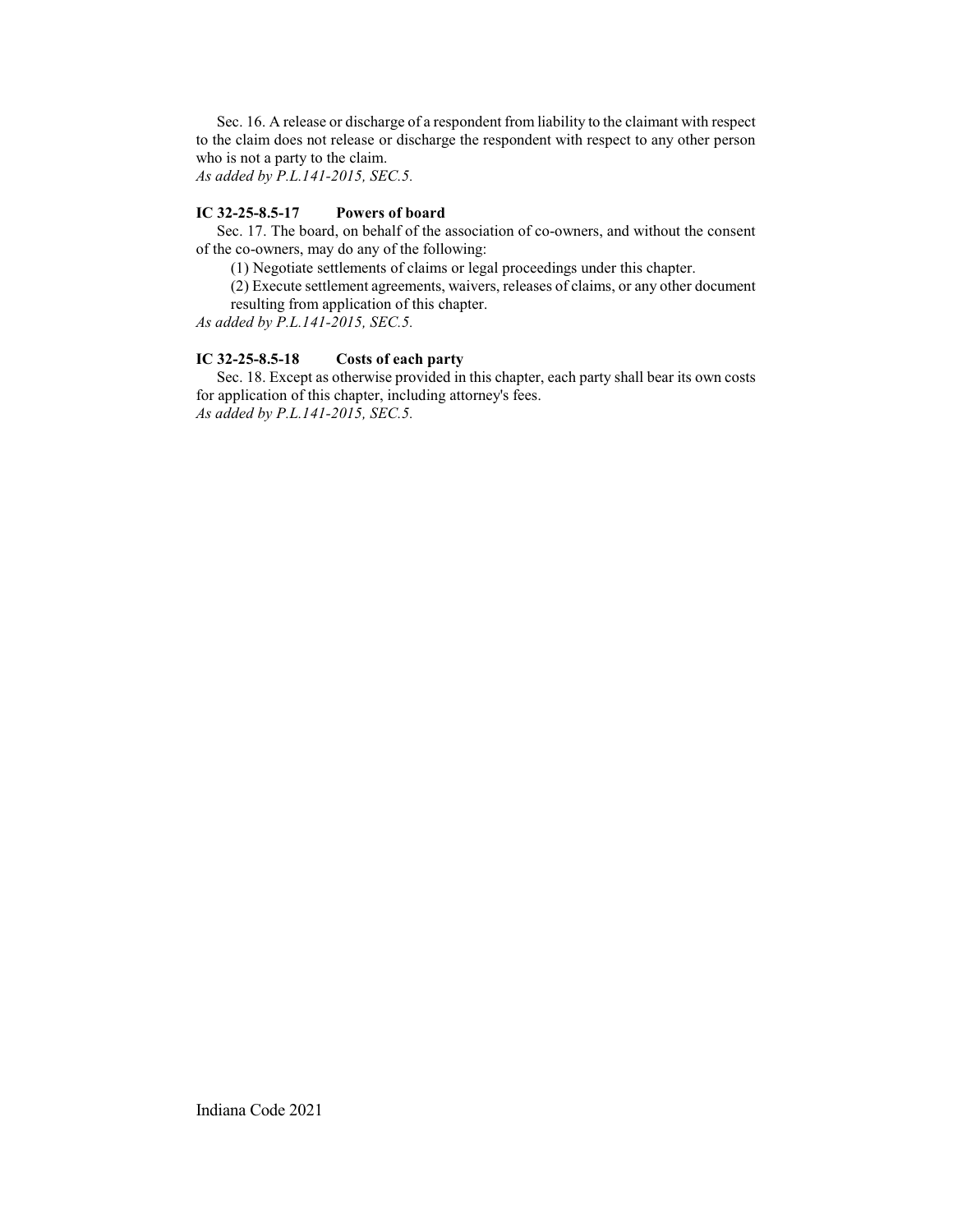Sec. 16. A release or discharge of a respondent from liability to the claimant with respect to the claim does not release or discharge the respondent with respect to any other person who is not a party to the claim.

*As added by P.L.141-2015, SEC.5.*

### IC 32-25-8.5-17 Powers of board

Sec. 17. The board, on behalf of the association of co-owners, and without the consent of the co-owners, may do any of the following:

(1) Negotiate settlements of claims or legal proceedings under this chapter.

(2) Execute settlement agreements, waivers, releases of claims, or any other document resulting from application of this chapter.

*As added by P.L.141-2015, SEC.5.*

### IC 32-25-8.5-18 Costs of each party

Sec. 18. Except as otherwise provided in this chapter, each party shall bear its own costs for application of this chapter, including attorney's fees.

*As added by P.L.141-2015, SEC.5.*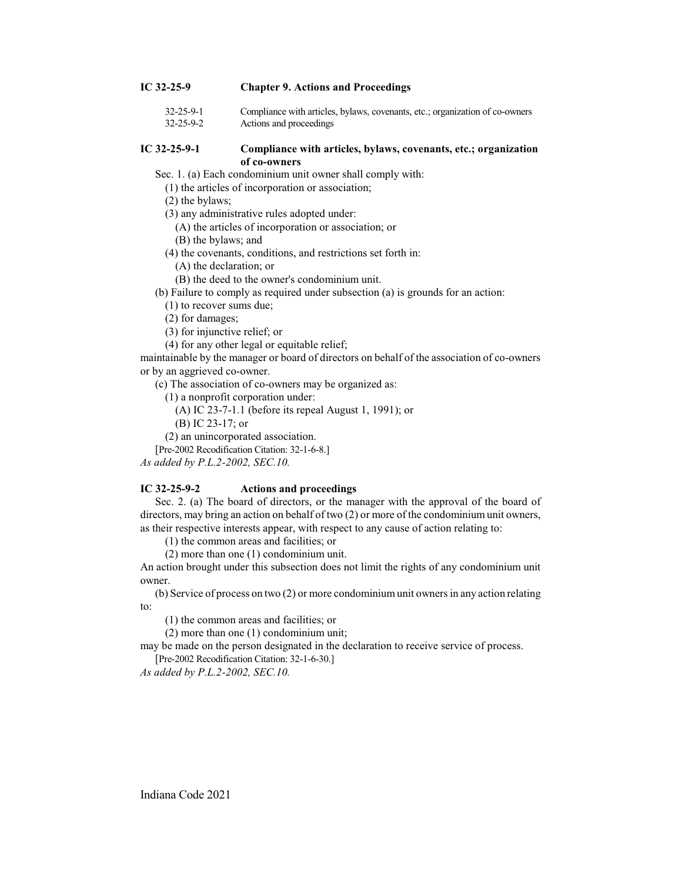## IC 32-25-9 Chapter 9. Actions and Proceedings

32-25-9-1 Compliance with articles, bylaws, covenants, etc.; organization of co-owners
32-25-9-2 Actions and proceedings

### IC 32-25-9-1 Compliance with articles, bylaws, covenants, etc.; organization of co-owners

Sec. 1. (a) Each condominium unit owner shall comply with:

(1) the articles of incorporation or association;

(2) the bylaws;

(3) any administrative rules adopted under:

(A) the articles of incorporation or association; or

(B) the bylaws; and

(4) the covenants, conditions, and restrictions set forth in:

(A) the declaration; or

(B) the deed to the owner's condominium unit.

(b) Failure to comply as required under subsection (a) is grounds for an action:

(1) to recover sums due;

(2) for damages;

(3) for injunctive relief; or

(4) for any other legal or equitable relief;

maintainable by the manager or board of directors on behalf of the association of co-owners or by an aggrieved co-owner.

(c) The association of co-owners may be organized as:

(1) a nonprofit corporation under:

(A) IC 23-7-1.1 (before its repeal August 1, 1991); or

(B) IC 23-17; or

(2) an unincorporated association.

[Pre-2002 Recodification Citation: 32-1-6-8.]

*As added by P.L.2-2002, SEC.10.*

### IC 32-25-9-2 Actions and proceedings

Sec. 2. (a) The board of directors, or the manager with the approval of the board of directors, may bring an action on behalf of two (2) or more of the condominium unit owners, as their respective interests appear, with respect to any cause of action relating to:

(1) the common areas and facilities; or

(2) more than one (1) condominium unit.

An action brought under this subsection does not limit the rights of any condominium unit owner.

(b) Service of process on two (2) or more condominium unit owners in any action relating to:

(1) the common areas and facilities; or

(2) more than one (1) condominium unit;

may be made on the person designated in the declaration to receive service of process.

[Pre-2002 Recodification Citation: 32-1-6-30.]

*As added by P.L.2-2002, SEC.10.*